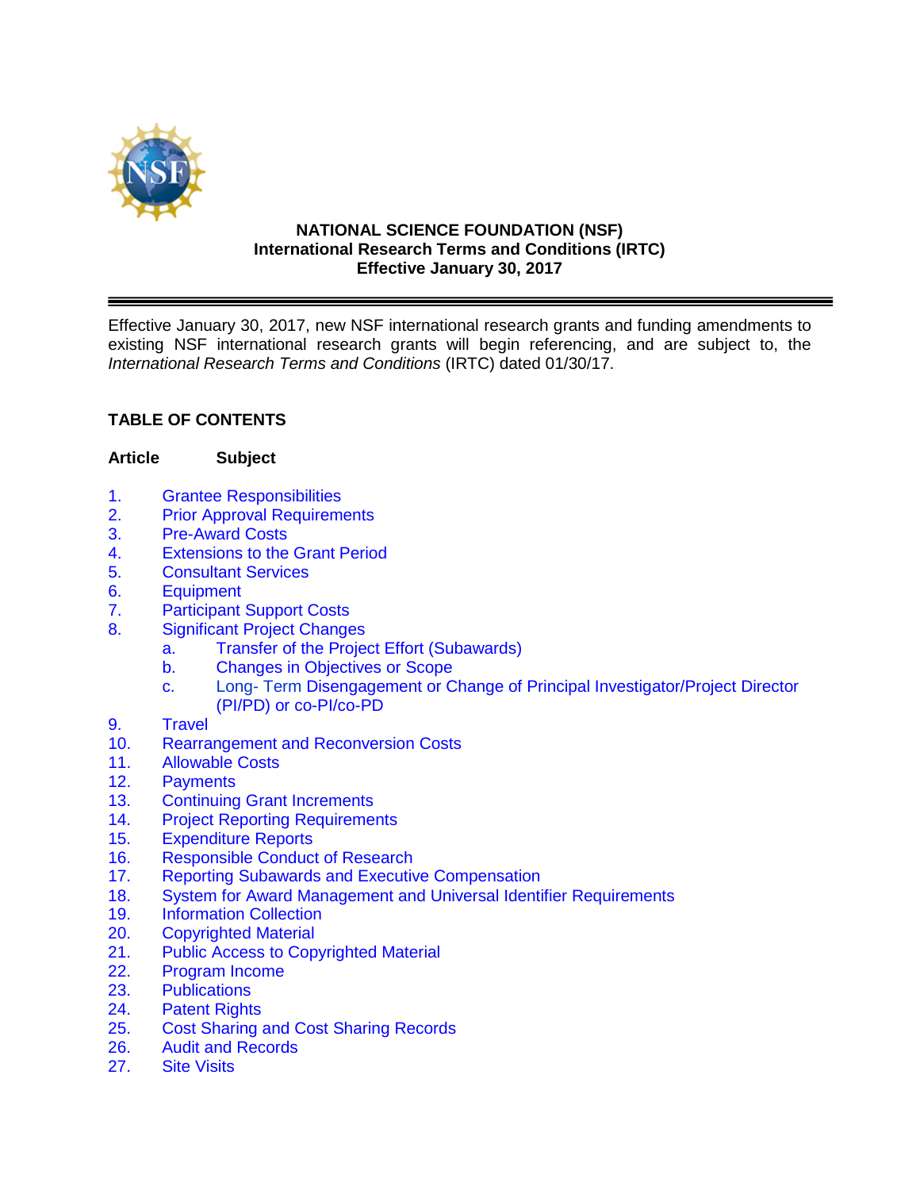**NATIONAL SCIENCE FOUNDATION (NSF)**
**International Research Terms and Conditions (IRTC)**
**Effective January 30, 2017**

---

Effective January 30, 2017, new NSF international research grants and funding amendments to existing NSF international research grants will begin referencing, and are subject to, the *International Research Terms and Conditions* (IRTC) dated 01/30/17.

## TABLE OF CONTENTS

| Article | Subject |
|---|---|
| 1. | Grantee Responsibilities |
| 2. | Prior Approval Requirements |
| 3. | Pre-Award Costs |
| 4. | Extensions to the Grant Period |
| 5. | Consultant Services |
| 6. | Equipment |
| 7. | Participant Support Costs |
| 8. | Significant Project Changes |
| | a. Transfer of the Project Effort (Subawards) |
| | b. Changes in Objectives or Scope |
| | c. Long- Term Disengagement or Change of Principal Investigator/Project Director (PI/PD) or co-PI/co-PD |
| 9. | Travel |
| 10. | Rearrangement and Reconversion Costs |
| 11. | Allowable Costs |
| 12. | Payments |
| 13. | Continuing Grant Increments |
| 14. | Project Reporting Requirements |
| 15. | Expenditure Reports |
| 16. | Responsible Conduct of Research |
| 17. | Reporting Subawards and Executive Compensation |
| 18. | System for Award Management and Universal Identifier Requirements |
| 19. | Information Collection |
| 20. | Copyrighted Material |
| 21. | Public Access to Copyrighted Material |
| 22. | Program Income |
| 23. | Publications |
| 24. | Patent Rights |
| 25. | Cost Sharing and Cost Sharing Records |
| 26. | Audit and Records |
| 27. | Site Visits |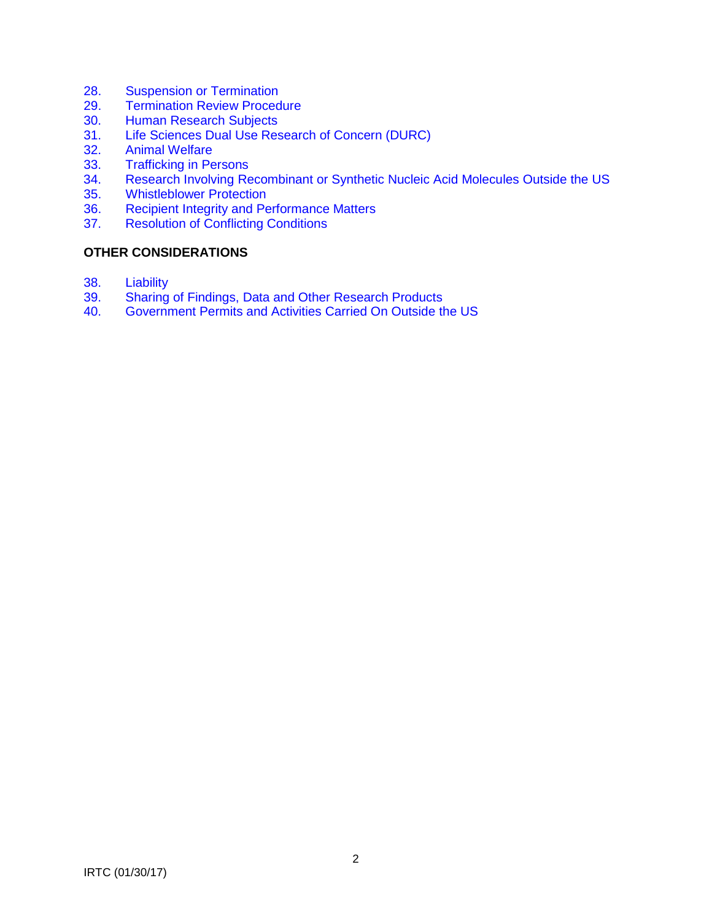28. Suspension or Termination
29. Termination Review Procedure
30. Human Research Subjects
31. Life Sciences Dual Use Research of Concern (DURC)
32. Animal Welfare
33. Trafficking in Persons
34. Research Involving Recombinant or Synthetic Nucleic Acid Molecules Outside the US
35. Whistleblower Protection
36. Recipient Integrity and Performance Matters
37. Resolution of Conflicting Conditions

**OTHER CONSIDERATIONS**

38. Liability
39. Sharing of Findings, Data and Other Research Products
40. Government Permits and Activities Carried On Outside the US

IRTC (01/30/17)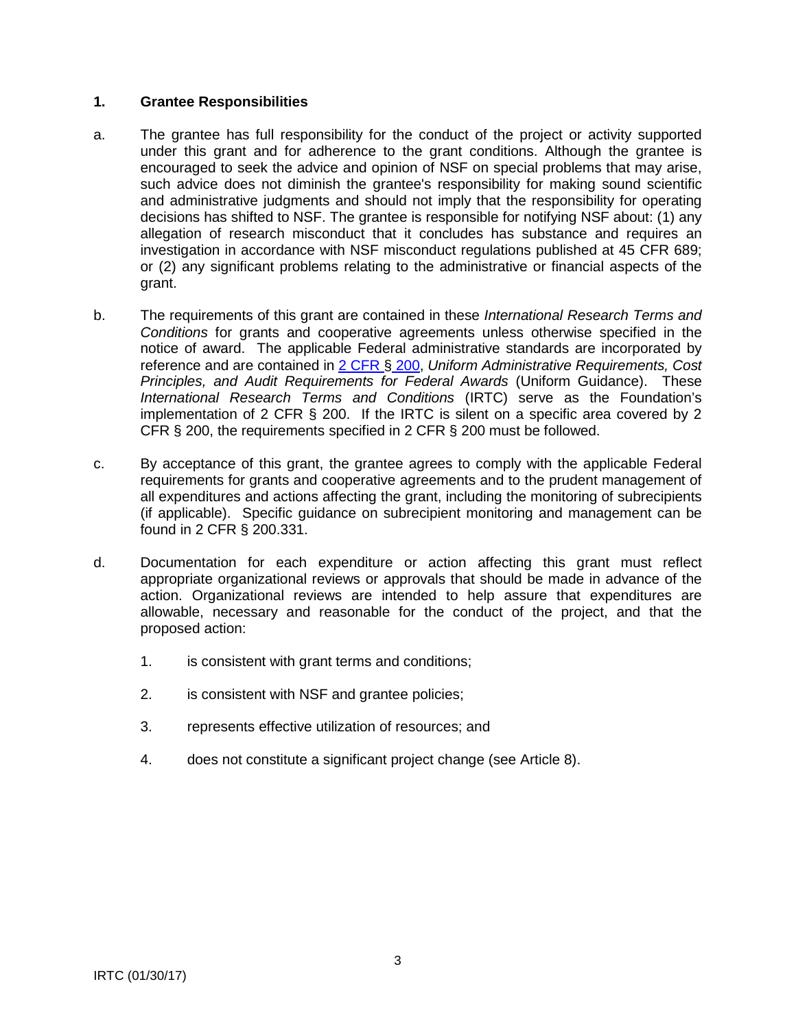## 1. Grantee Responsibilities

a. The grantee has full responsibility for the conduct of the project or activity supported under this grant and for adherence to the grant conditions. Although the grantee is encouraged to seek the advice and opinion of NSF on special problems that may arise, such advice does not diminish the grantee's responsibility for making sound scientific and administrative judgments and should not imply that the responsibility for operating decisions has shifted to NSF. The grantee is responsible for notifying NSF about: (1) any allegation of research misconduct that it concludes has substance and requires an investigation in accordance with NSF misconduct regulations published at 45 CFR 689; or (2) any significant problems relating to the administrative or financial aspects of the grant.

b. The requirements of this grant are contained in these *International Research Terms and Conditions* for grants and cooperative agreements unless otherwise specified in the notice of award. The applicable Federal administrative standards are incorporated by reference and are contained in 2 CFR § 200, *Uniform Administrative Requirements, Cost Principles, and Audit Requirements for Federal Awards* (Uniform Guidance). These *International Research Terms and Conditions* (IRTC) serve as the Foundation's implementation of 2 CFR § 200. If the IRTC is silent on a specific area covered by 2 CFR § 200, the requirements specified in 2 CFR § 200 must be followed.

c. By acceptance of this grant, the grantee agrees to comply with the applicable Federal requirements for grants and cooperative agreements and to the prudent management of all expenditures and actions affecting the grant, including the monitoring of subrecipients (if applicable). Specific guidance on subrecipient monitoring and management can be found in 2 CFR § 200.331.

d. Documentation for each expenditure or action affecting this grant must reflect appropriate organizational reviews or approvals that should be made in advance of the action. Organizational reviews are intended to help assure that expenditures are allowable, necessary and reasonable for the conduct of the project, and that the proposed action:

   1. is consistent with grant terms and conditions;

   2. is consistent with NSF and grantee policies;

   3. represents effective utilization of resources; and

   4. does not constitute a significant project change (see Article 8).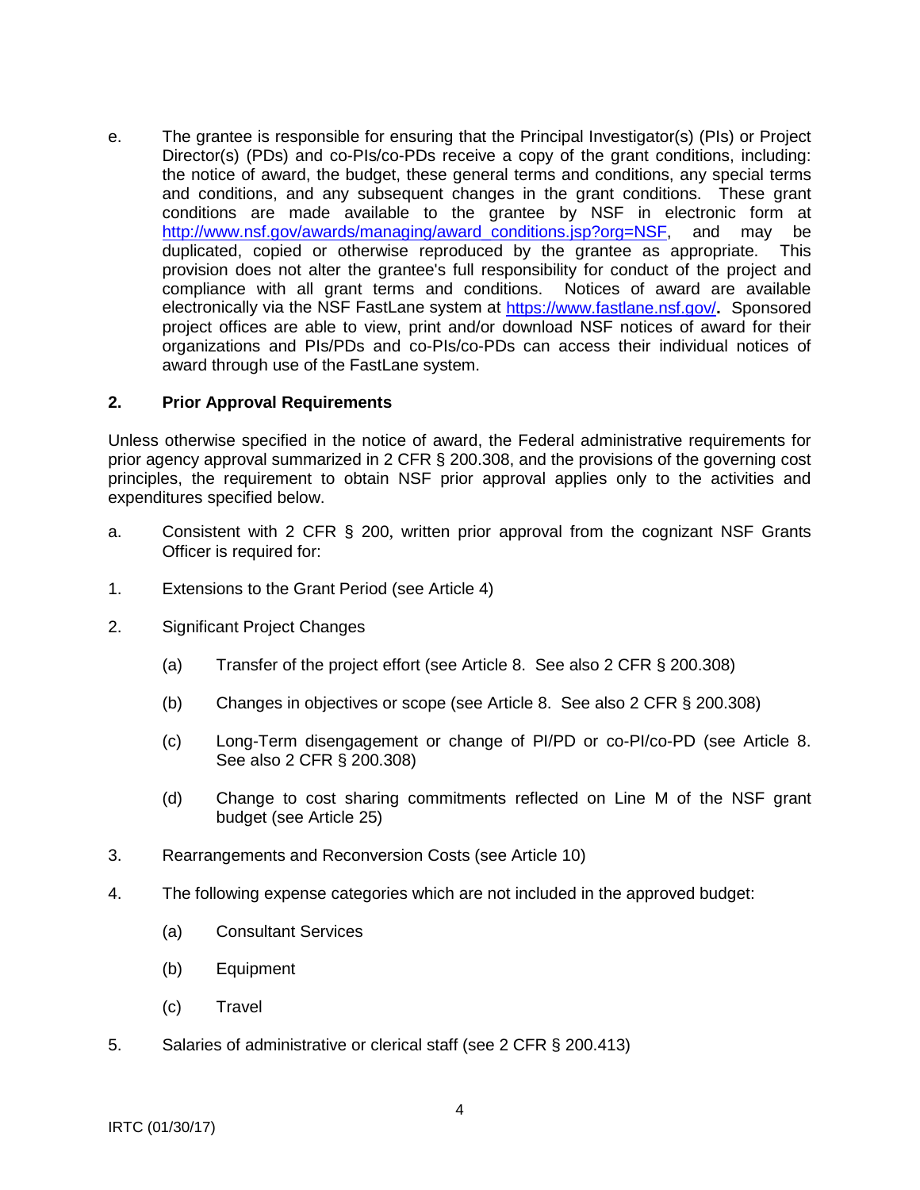e. The grantee is responsible for ensuring that the Principal Investigator(s) (PIs) or Project Director(s) (PDs) and co-PIs/co-PDs receive a copy of the grant conditions, including: the notice of award, the budget, these general terms and conditions, any special terms and conditions, and any subsequent changes in the grant conditions. These grant conditions are made available to the grantee by NSF in electronic form at http://www.nsf.gov/awards/managing/award_conditions.jsp?org=NSF, and may be duplicated, copied or otherwise reproduced by the grantee as appropriate. This provision does not alter the grantee's full responsibility for conduct of the project and compliance with all grant terms and conditions. Notices of award are available electronically via the NSF FastLane system at https://www.fastlane.nsf.gov/**.** Sponsored project offices are able to view, print and/or download NSF notices of award for their organizations and PIs/PDs and co-PIs/co-PDs can access their individual notices of award through use of the FastLane system.

## 2. Prior Approval Requirements

Unless otherwise specified in the notice of award, the Federal administrative requirements for prior agency approval summarized in 2 CFR § 200.308, and the provisions of the governing cost principles, the requirement to obtain NSF prior approval applies only to the activities and expenditures specified below.

a. Consistent with 2 CFR § 200, written prior approval from the cognizant NSF Grants Officer is required for:

1. Extensions to the Grant Period (see Article 4)

2. Significant Project Changes

   (a) Transfer of the project effort (see Article 8. See also 2 CFR § 200.308)

   (b) Changes in objectives or scope (see Article 8. See also 2 CFR § 200.308)

   (c) Long-Term disengagement or change of PI/PD or co-PI/co-PD (see Article 8. See also 2 CFR § 200.308)

   (d) Change to cost sharing commitments reflected on Line M of the NSF grant budget (see Article 25)

3. Rearrangements and Reconversion Costs (see Article 10)

4. The following expense categories which are not included in the approved budget:

   (a) Consultant Services

   (b) Equipment

   (c) Travel

5. Salaries of administrative or clerical staff (see 2 CFR § 200.413)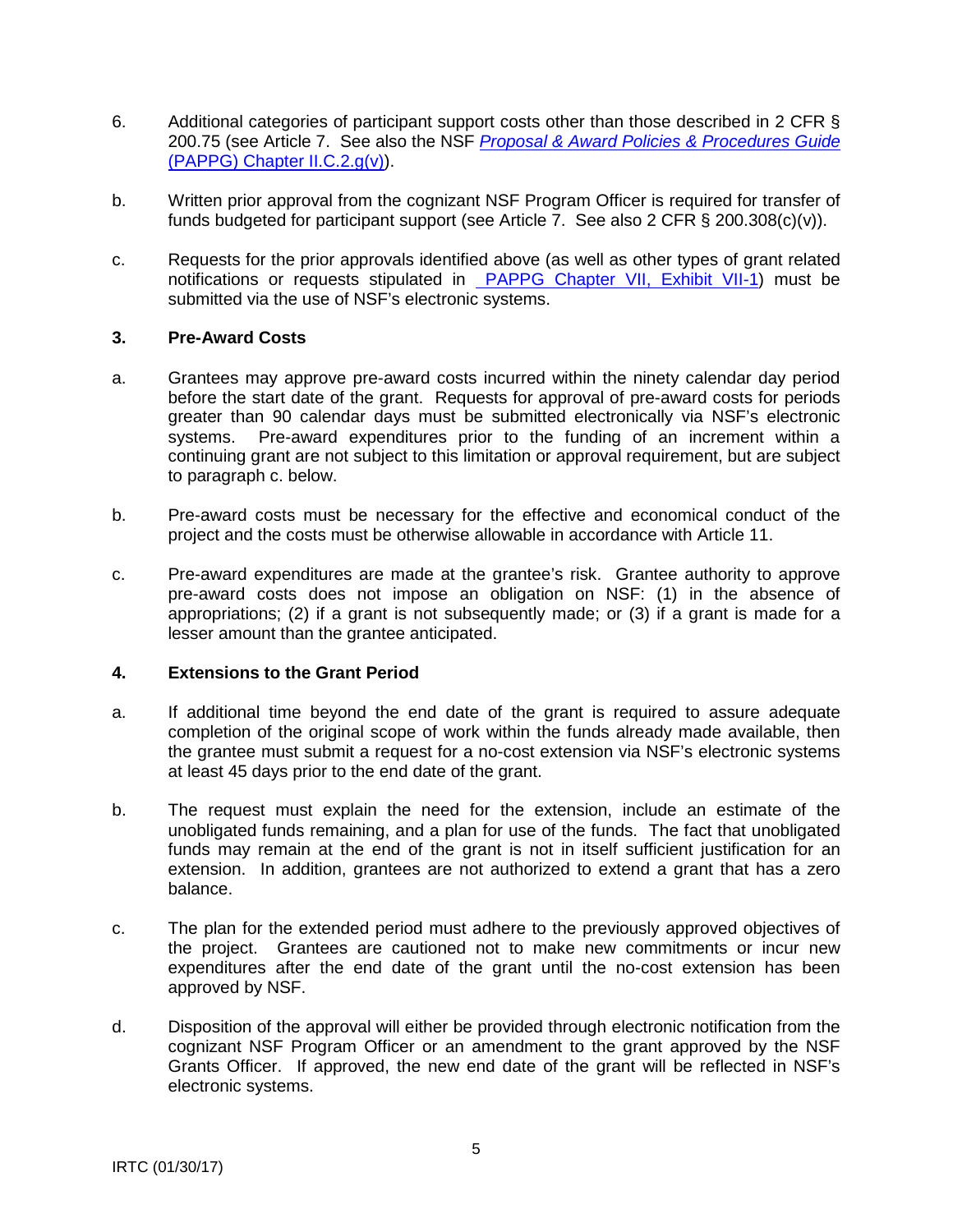6. Additional categories of participant support costs other than those described in 2 CFR § 200.75 (see Article 7. See also the NSF *Proposal & Award Policies & Procedures Guide* (PAPPG) Chapter II.C.2.g(v)).

b. Written prior approval from the cognizant NSF Program Officer is required for transfer of funds budgeted for participant support (see Article 7. See also 2 CFR § 200.308(c)(v)).

c. Requests for the prior approvals identified above (as well as other types of grant related notifications or requests stipulated in PAPPG Chapter VII, Exhibit VII-1) must be submitted via the use of NSF's electronic systems.

### 3. Pre-Award Costs

a. Grantees may approve pre-award costs incurred within the ninety calendar day period before the start date of the grant. Requests for approval of pre-award costs for periods greater than 90 calendar days must be submitted electronically via NSF's electronic systems. Pre-award expenditures prior to the funding of an increment within a continuing grant are not subject to this limitation or approval requirement, but are subject to paragraph c. below.

b. Pre-award costs must be necessary for the effective and economical conduct of the project and the costs must be otherwise allowable in accordance with Article 11.

c. Pre-award expenditures are made at the grantee's risk. Grantee authority to approve pre-award costs does not impose an obligation on NSF: (1) in the absence of appropriations; (2) if a grant is not subsequently made; or (3) if a grant is made for a lesser amount than the grantee anticipated.

### 4. Extensions to the Grant Period

a. If additional time beyond the end date of the grant is required to assure adequate completion of the original scope of work within the funds already made available, then the grantee must submit a request for a no-cost extension via NSF's electronic systems at least 45 days prior to the end date of the grant.

b. The request must explain the need for the extension, include an estimate of the unobligated funds remaining, and a plan for use of the funds. The fact that unobligated funds may remain at the end of the grant is not in itself sufficient justification for an extension. In addition, grantees are not authorized to extend a grant that has a zero balance.

c. The plan for the extended period must adhere to the previously approved objectives of the project. Grantees are cautioned not to make new commitments or incur new expenditures after the end date of the grant until the no-cost extension has been approved by NSF.

d. Disposition of the approval will either be provided through electronic notification from the cognizant NSF Program Officer or an amendment to the grant approved by the NSF Grants Officer. If approved, the new end date of the grant will be reflected in NSF's electronic systems.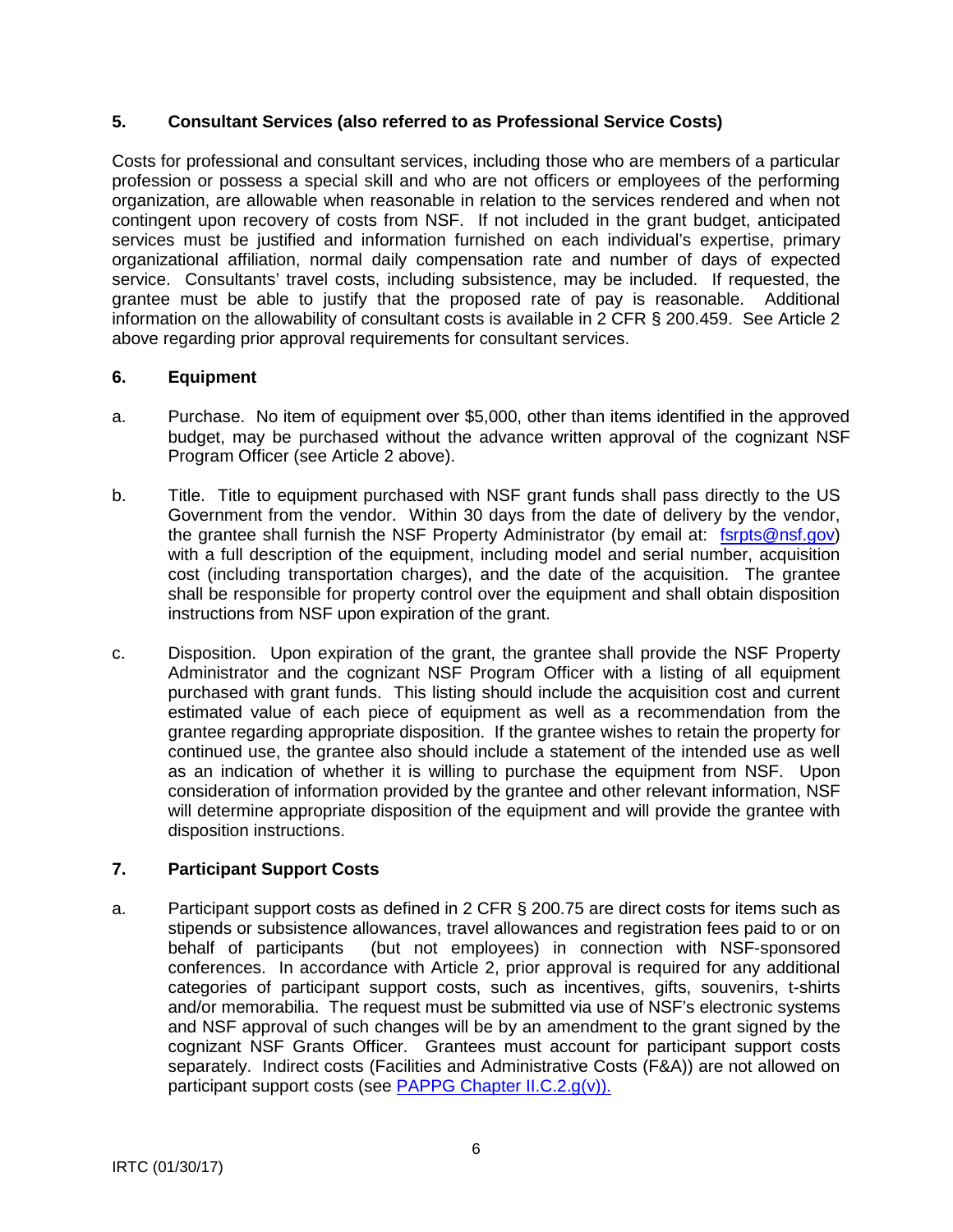### 5. Consultant Services (also referred to as Professional Service Costs)

Costs for professional and consultant services, including those who are members of a particular profession or possess a special skill and who are not officers or employees of the performing organization, are allowable when reasonable in relation to the services rendered and when not contingent upon recovery of costs from NSF. If not included in the grant budget, anticipated services must be justified and information furnished on each individual's expertise, primary organizational affiliation, normal daily compensation rate and number of days of expected service. Consultants' travel costs, including subsistence, may be included. If requested, the grantee must be able to justify that the proposed rate of pay is reasonable. Additional information on the allowability of consultant costs is available in 2 CFR § 200.459. See Article 2 above regarding prior approval requirements for consultant services.

### 6. Equipment

a. Purchase. No item of equipment over $5,000, other than items identified in the approved budget, may be purchased without the advance written approval of the cognizant NSF Program Officer (see Article 2 above).

b. Title. Title to equipment purchased with NSF grant funds shall pass directly to the US Government from the vendor. Within 30 days from the date of delivery by the vendor, the grantee shall furnish the NSF Property Administrator (by email at: [fsrpts@nsf.gov](mailto:fsrpts@nsf.gov)) with a full description of the equipment, including model and serial number, acquisition cost (including transportation charges), and the date of the acquisition. The grantee shall be responsible for property control over the equipment and shall obtain disposition instructions from NSF upon expiration of the grant.

c. Disposition. Upon expiration of the grant, the grantee shall provide the NSF Property Administrator and the cognizant NSF Program Officer with a listing of all equipment purchased with grant funds. This listing should include the acquisition cost and current estimated value of each piece of equipment as well as a recommendation from the grantee regarding appropriate disposition. If the grantee wishes to retain the property for continued use, the grantee also should include a statement of the intended use as well as an indication of whether it is willing to purchase the equipment from NSF. Upon consideration of information provided by the grantee and other relevant information, NSF will determine appropriate disposition of the equipment and will provide the grantee with disposition instructions.

### 7. Participant Support Costs

a. Participant support costs as defined in 2 CFR § 200.75 are direct costs for items such as stipends or subsistence allowances, travel allowances and registration fees paid to or on behalf of participants (but not employees) in connection with NSF-sponsored conferences. In accordance with Article 2, prior approval is required for any additional categories of participant support costs, such as incentives, gifts, souvenirs, t-shirts and/or memorabilia. The request must be submitted via use of NSF's electronic systems and NSF approval of such changes will be by an amendment to the grant signed by the cognizant NSF Grants Officer. Grantees must account for participant support costs separately. Indirect costs (Facilities and Administrative Costs (F&A)) are not allowed on participant support costs (see PAPPG Chapter II.C.2.g(v)).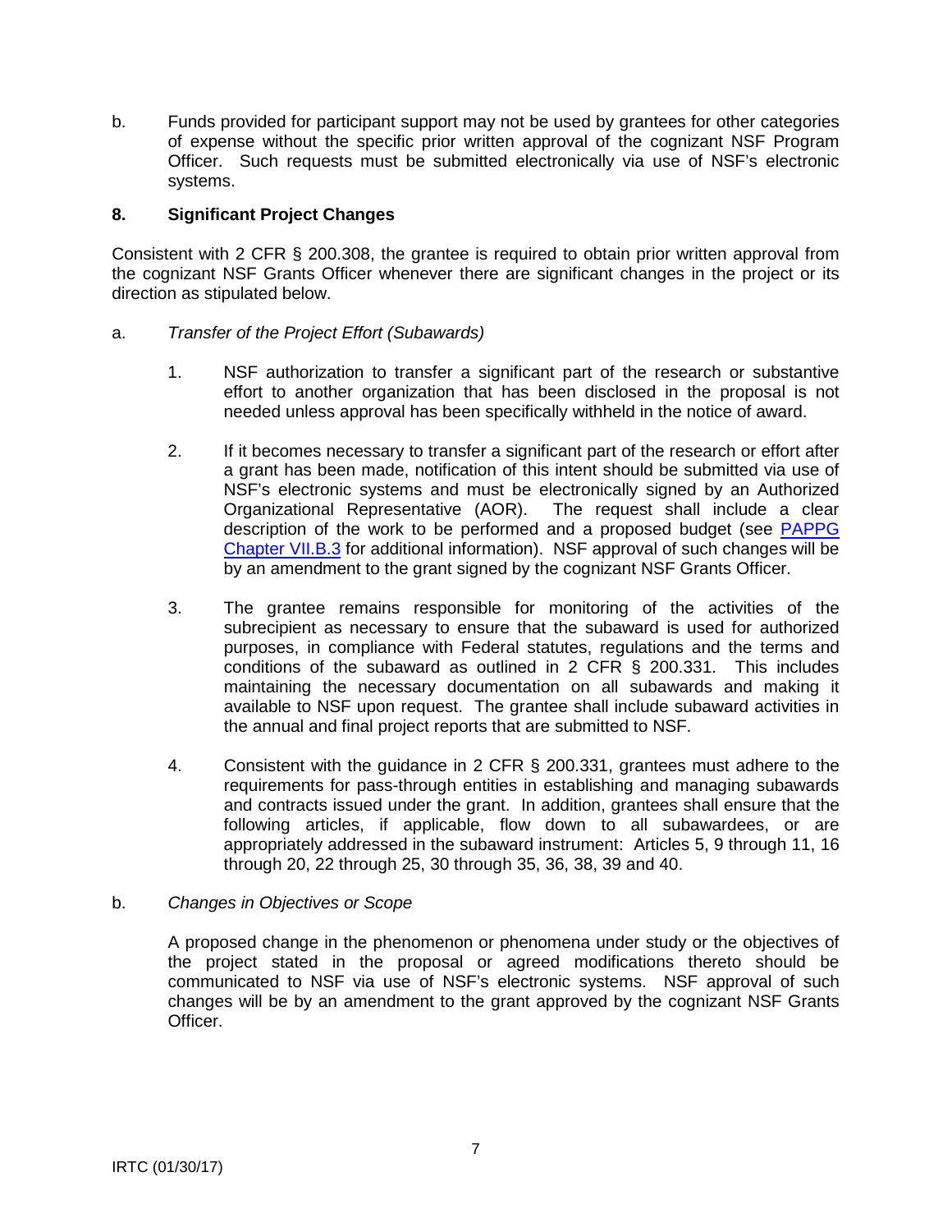b. Funds provided for participant support may not be used by grantees for other categories of expense without the specific prior written approval of the cognizant NSF Program Officer. Such requests must be submitted electronically via use of NSF's electronic systems.

### 8. Significant Project Changes

Consistent with 2 CFR § 200.308, the grantee is required to obtain prior written approval from the cognizant NSF Grants Officer whenever there are significant changes in the project or its direction as stipulated below.

a. *Transfer of the Project Effort (Subawards)*

1. NSF authorization to transfer a significant part of the research or substantive effort to another organization that has been disclosed in the proposal is not needed unless approval has been specifically withheld in the notice of award.

2. If it becomes necessary to transfer a significant part of the research or effort after a grant has been made, notification of this intent should be submitted via use of NSF's electronic systems and must be electronically signed by an Authorized Organizational Representative (AOR). The request shall include a clear description of the work to be performed and a proposed budget (see PAPPG Chapter VII.B.3 for additional information). NSF approval of such changes will be by an amendment to the grant signed by the cognizant NSF Grants Officer.

3. The grantee remains responsible for monitoring of the activities of the subrecipient as necessary to ensure that the subaward is used for authorized purposes, in compliance with Federal statutes, regulations and the terms and conditions of the subaward as outlined in 2 CFR § 200.331. This includes maintaining the necessary documentation on all subawards and making it available to NSF upon request. The grantee shall include subaward activities in the annual and final project reports that are submitted to NSF.

4. Consistent with the guidance in 2 CFR § 200.331, grantees must adhere to the requirements for pass-through entities in establishing and managing subawards and contracts issued under the grant. In addition, grantees shall ensure that the following articles, if applicable, flow down to all subawardees, or are appropriately addressed in the subaward instrument: Articles 5, 9 through 11, 16 through 20, 22 through 25, 30 through 35, 36, 38, 39 and 40.

b. *Changes in Objectives or Scope*

A proposed change in the phenomenon or phenomena under study or the objectives of the project stated in the proposal or agreed modifications thereto should be communicated to NSF via use of NSF's electronic systems. NSF approval of such changes will be by an amendment to the grant approved by the cognizant NSF Grants Officer.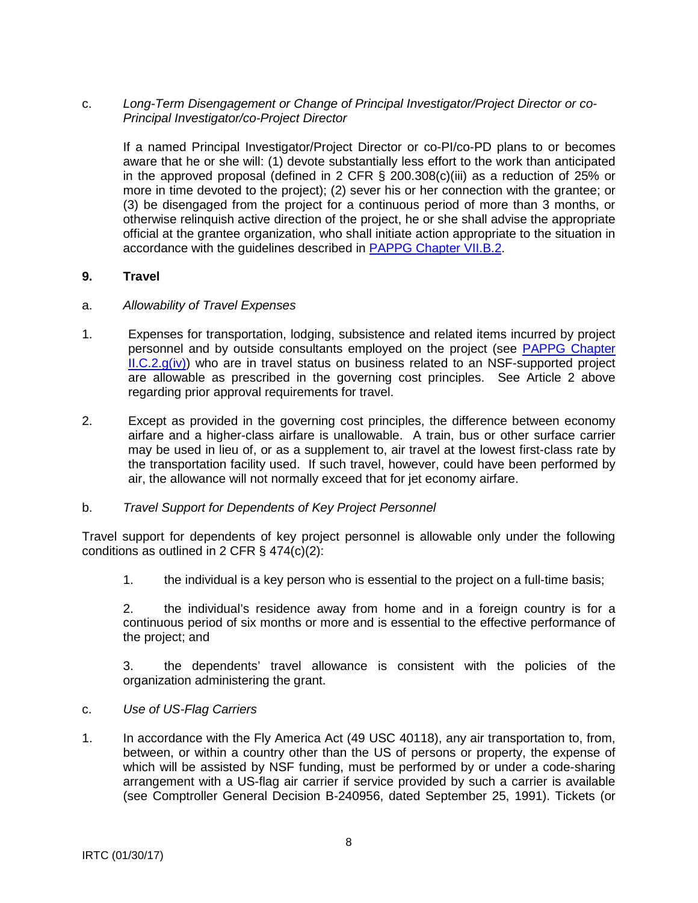c. *Long-Term Disengagement or Change of Principal Investigator/Project Director or co-Principal Investigator/co-Project Director*

If a named Principal Investigator/Project Director or co-PI/co-PD plans to or becomes aware that he or she will: (1) devote substantially less effort to the work than anticipated in the approved proposal (defined in 2 CFR § 200.308(c)(iii) as a reduction of 25% or more in time devoted to the project); (2) sever his or her connection with the grantee; or (3) be disengaged from the project for a continuous period of more than 3 months, or otherwise relinquish active direction of the project, he or she shall advise the appropriate official at the grantee organization, who shall initiate action appropriate to the situation in accordance with the guidelines described in [PAPPG Chapter VII.B.2](#).

## 9. Travel

a. *Allowability of Travel Expenses*

1. Expenses for transportation, lodging, subsistence and related items incurred by project personnel and by outside consultants employed on the project (see [PAPPG Chapter II.C.2.g(iv)](#)) who are in travel status on business related to an NSF-supported project are allowable as prescribed in the governing cost principles. See Article 2 above regarding prior approval requirements for travel.

2. Except as provided in the governing cost principles, the difference between economy airfare and a higher-class airfare is unallowable. A train, bus or other surface carrier may be used in lieu of, or as a supplement to, air travel at the lowest first-class rate by the transportation facility used. If such travel, however, could have been performed by air, the allowance will not normally exceed that for jet economy airfare.

b. *Travel Support for Dependents of Key Project Personnel*

Travel support for dependents of key project personnel is allowable only under the following conditions as outlined in 2 CFR § 474(c)(2):

1. the individual is a key person who is essential to the project on a full-time basis;

2. the individual's residence away from home and in a foreign country is for a continuous period of six months or more and is essential to the effective performance of the project; and

3. the dependents' travel allowance is consistent with the policies of the organization administering the grant.

c. *Use of US-Flag Carriers*

1. In accordance with the Fly America Act (49 USC 40118), any air transportation to, from, between, or within a country other than the US of persons or property, the expense of which will be assisted by NSF funding, must be performed by or under a code-sharing arrangement with a US-flag air carrier if service provided by such a carrier is available (see Comptroller General Decision B-240956, dated September 25, 1991). Tickets (or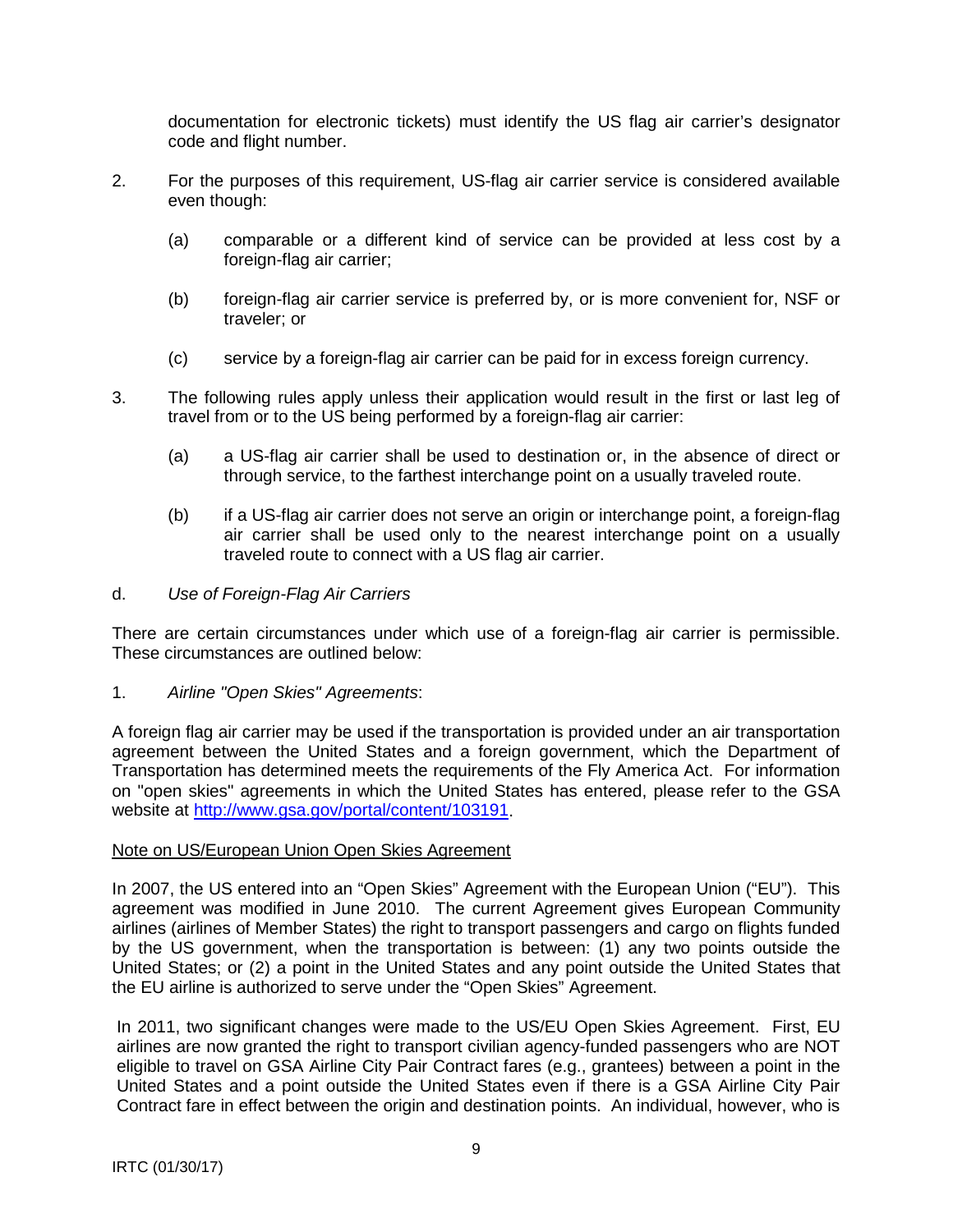documentation for electronic tickets) must identify the US flag air carrier's designator code and flight number.

2. For the purposes of this requirement, US-flag air carrier service is considered available even though:

   (a) comparable or a different kind of service can be provided at less cost by a foreign-flag air carrier;

   (b) foreign-flag air carrier service is preferred by, or is more convenient for, NSF or traveler; or

   (c) service by a foreign-flag air carrier can be paid for in excess foreign currency.

3. The following rules apply unless their application would result in the first or last leg of travel from or to the US being performed by a foreign-flag air carrier:

   (a) a US-flag air carrier shall be used to destination or, in the absence of direct or through service, to the farthest interchange point on a usually traveled route.

   (b) if a US-flag air carrier does not serve an origin or interchange point, a foreign-flag air carrier shall be used only to the nearest interchange point on a usually traveled route to connect with a US flag air carrier.

d. *Use of Foreign-Flag Air Carriers*

There are certain circumstances under which use of a foreign-flag air carrier is permissible. These circumstances are outlined below:

1. *Airline "Open Skies" Agreements*:

A foreign flag air carrier may be used if the transportation is provided under an air transportation agreement between the United States and a foreign government, which the Department of Transportation has determined meets the requirements of the Fly America Act. For information on "open skies" agreements in which the United States has entered, please refer to the GSA website at [http://www.gsa.gov/portal/content/103191](http://www.gsa.gov/portal/content/103191).

<u>Note on US/European Union Open Skies Agreement</u>

In 2007, the US entered into an "Open Skies" Agreement with the European Union ("EU"). This agreement was modified in June 2010. The current Agreement gives European Community airlines (airlines of Member States) the right to transport passengers and cargo on flights funded by the US government, when the transportation is between: (1) any two points outside the United States; or (2) a point in the United States and any point outside the United States that the EU airline is authorized to serve under the "Open Skies" Agreement.

In 2011, two significant changes were made to the US/EU Open Skies Agreement. First, EU airlines are now granted the right to transport civilian agency-funded passengers who are NOT eligible to travel on GSA Airline City Pair Contract fares (e.g., grantees) between a point in the United States and a point outside the United States even if there is a GSA Airline City Pair Contract fare in effect between the origin and destination points. An individual, however, who is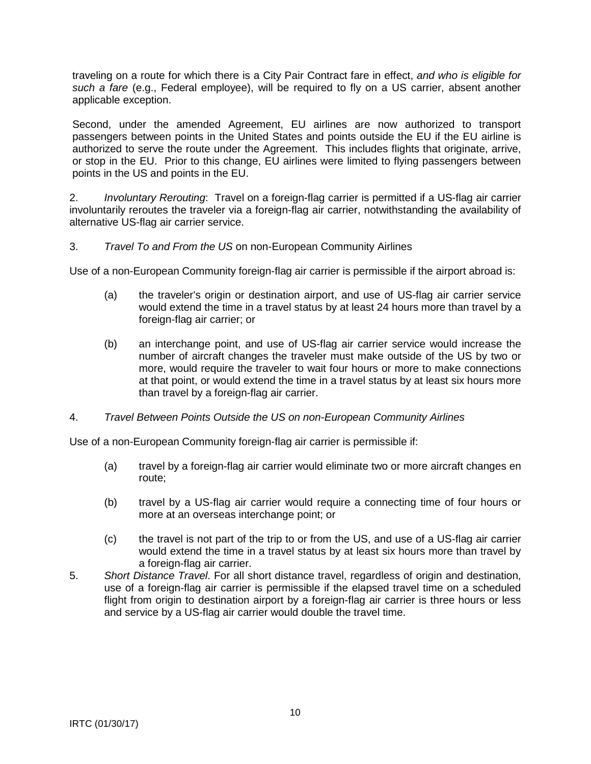traveling on a route for which there is a City Pair Contract fare in effect, *and who is eligible for such a fare* (e.g., Federal employee), will be required to fly on a US carrier, absent another applicable exception.

Second, under the amended Agreement, EU airlines are now authorized to transport passengers between points in the United States and points outside the EU if the EU airline is authorized to serve the route under the Agreement. This includes flights that originate, arrive, or stop in the EU. Prior to this change, EU airlines were limited to flying passengers between points in the US and points in the EU.

2. *Involuntary Rerouting*: Travel on a foreign-flag carrier is permitted if a US-flag air carrier involuntarily reroutes the traveler via a foreign-flag air carrier, notwithstanding the availability of alternative US-flag air carrier service.

3. *Travel To and From the US* on non-European Community Airlines

Use of a non-European Community foreign-flag air carrier is permissible if the airport abroad is:

(a) the traveler's origin or destination airport, and use of US-flag air carrier service would extend the time in a travel status by at least 24 hours more than travel by a foreign-flag air carrier; or

(b) an interchange point, and use of US-flag air carrier service would increase the number of aircraft changes the traveler must make outside of the US by two or more, would require the traveler to wait four hours or more to make connections at that point, or would extend the time in a travel status by at least six hours more than travel by a foreign-flag air carrier.

4. *Travel Between Points Outside the US on non-European Community Airlines*

Use of a non-European Community foreign-flag air carrier is permissible if:

(a) travel by a foreign-flag air carrier would eliminate two or more aircraft changes en route;

(b) travel by a US-flag air carrier would require a connecting time of four hours or more at an overseas interchange point; or

(c) the travel is not part of the trip to or from the US, and use of a US-flag air carrier would extend the time in a travel status by at least six hours more than travel by a foreign-flag air carrier.

5. *Short Distance Travel*. For all short distance travel, regardless of origin and destination, use of a foreign-flag air carrier is permissible if the elapsed travel time on a scheduled flight from origin to destination airport by a foreign-flag air carrier is three hours or less and service by a US-flag air carrier would double the travel time.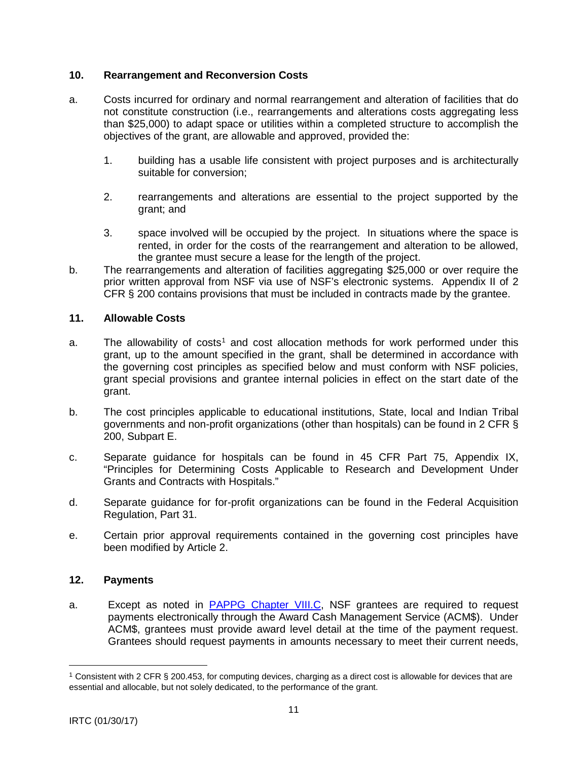### 10. Rearrangement and Reconversion Costs

a. Costs incurred for ordinary and normal rearrangement and alteration of facilities that do not constitute construction (i.e., rearrangements and alterations costs aggregating less than $25,000) to adapt space or utilities within a completed structure to accomplish the objectives of the grant, are allowable and approved, provided the:

   1. building has a usable life consistent with project purposes and is architecturally suitable for conversion;

   2. rearrangements and alterations are essential to the project supported by the grant; and

   3. space involved will be occupied by the project. In situations where the space is rented, in order for the costs of the rearrangement and alteration to be allowed, the grantee must secure a lease for the length of the project.

b. The rearrangements and alteration of facilities aggregating $25,000 or over require the prior written approval from NSF via use of NSF's electronic systems. Appendix II of 2 CFR § 200 contains provisions that must be included in contracts made by the grantee.

### 11. Allowable Costs

a. The allowability of costs[1] and cost allocation methods for work performed under this grant, up to the amount specified in the grant, shall be determined in accordance with the governing cost principles as specified below and must conform with NSF policies, grant special provisions and grantee internal policies in effect on the start date of the grant.

b. The cost principles applicable to educational institutions, State, local and Indian Tribal governments and non-profit organizations (other than hospitals) can be found in 2 CFR § 200, Subpart E.

c. Separate guidance for hospitals can be found in 45 CFR Part 75, Appendix IX, "Principles for Determining Costs Applicable to Research and Development Under Grants and Contracts with Hospitals."

d. Separate guidance for for-profit organizations can be found in the Federal Acquisition Regulation, Part 31.

e. Certain prior approval requirements contained in the governing cost principles have been modified by Article 2.

### 12. Payments

a. Except as noted in [PAPPG Chapter VIII.C], NSF grantees are required to request payments electronically through the Award Cash Management Service (ACM$). Under ACM$, grantees must provide award level detail at the time of the payment request. Grantees should request payments in amounts necessary to meet their current needs,

---

[1] Consistent with 2 CFR § 200.453, for computing devices, charging as a direct cost is allowable for devices that are essential and allocable, but not solely dedicated, to the performance of the grant.

IRTC (01/30/17)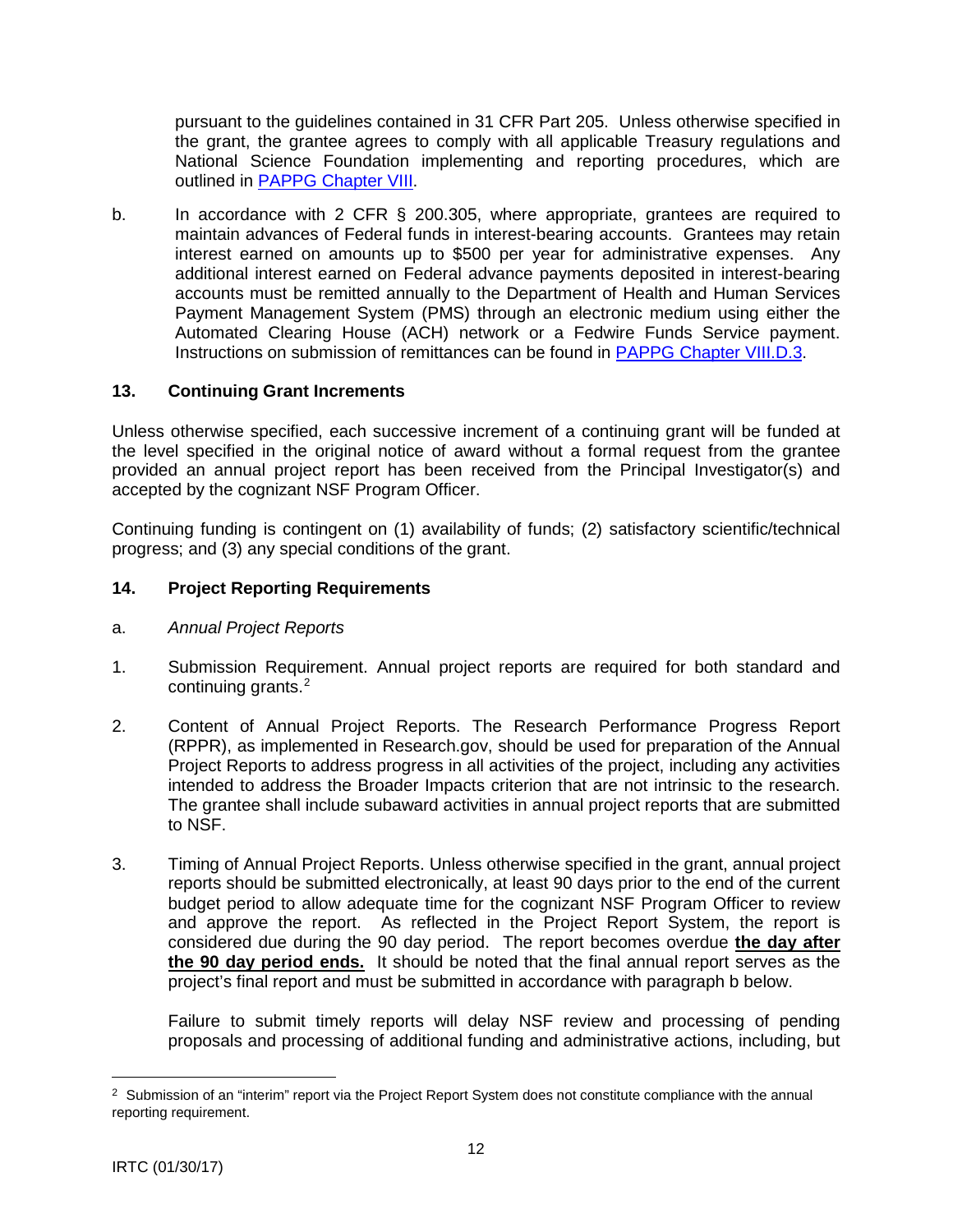pursuant to the guidelines contained in 31 CFR Part 205. Unless otherwise specified in the grant, the grantee agrees to comply with all applicable Treasury regulations and National Science Foundation implementing and reporting procedures, which are outlined in PAPPG Chapter VIII.

b. In accordance with 2 CFR § 200.305, where appropriate, grantees are required to maintain advances of Federal funds in interest-bearing accounts. Grantees may retain interest earned on amounts up to $500 per year for administrative expenses. Any additional interest earned on Federal advance payments deposited in interest-bearing accounts must be remitted annually to the Department of Health and Human Services Payment Management System (PMS) through an electronic medium using either the Automated Clearing House (ACH) network or a Fedwire Funds Service payment. Instructions on submission of remittances can be found in PAPPG Chapter VIII.D.3.

## 13. Continuing Grant Increments

Unless otherwise specified, each successive increment of a continuing grant will be funded at the level specified in the original notice of award without a formal request from the grantee provided an annual project report has been received from the Principal Investigator(s) and accepted by the cognizant NSF Program Officer.

Continuing funding is contingent on (1) availability of funds; (2) satisfactory scientific/technical progress; and (3) any special conditions of the grant.

## 14. Project Reporting Requirements

a. *Annual Project Reports*

1. Submission Requirement. Annual project reports are required for both standard and continuing grants.[2]

2. Content of Annual Project Reports. The Research Performance Progress Report (RPPR), as implemented in Research.gov, should be used for preparation of the Annual Project Reports to address progress in all activities of the project, including any activities intended to address the Broader Impacts criterion that are not intrinsic to the research. The grantee shall include subaward activities in annual project reports that are submitted to NSF.

3. Timing of Annual Project Reports. Unless otherwise specified in the grant, annual project reports should be submitted electronically, at least 90 days prior to the end of the current budget period to allow adequate time for the cognizant NSF Program Officer to review and approve the report. As reflected in the Project Report System, the report is considered due during the 90 day period. The report becomes overdue **<u>the day after the 90 day period ends.</u>** It should be noted that the final annual report serves as the project's final report and must be submitted in accordance with paragraph b below.

   Failure to submit timely reports will delay NSF review and processing of pending proposals and processing of additional funding and administrative actions, including, but

---

[2] Submission of an "interim" report via the Project Report System does not constitute compliance with the annual reporting requirement.

IRTC (01/30/17)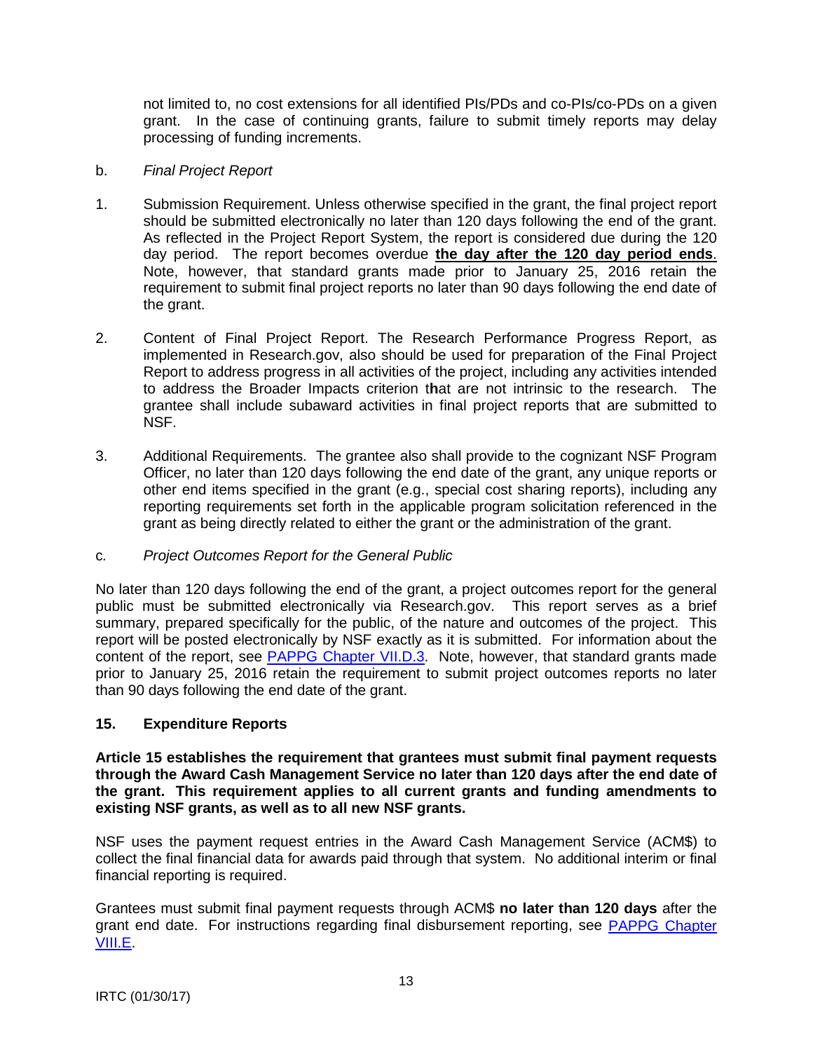not limited to, no cost extensions for all identified PIs/PDs and co-PIs/co-PDs on a given grant. In the case of continuing grants, failure to submit timely reports may delay processing of funding increments.

b. *Final Project Report*

1. Submission Requirement. Unless otherwise specified in the grant, the final project report should be submitted electronically no later than 120 days following the end of the grant. As reflected in the Project Report System, the report is considered due during the 120 day period. The report becomes overdue **the day after the 120 day period ends**. Note, however, that standard grants made prior to January 25, 2016 retain the requirement to submit final project reports no later than 90 days following the end date of the grant.

2. Content of Final Project Report. The Research Performance Progress Report, as implemented in Research.gov, also should be used for preparation of the Final Project Report to address progress in all activities of the project, including any activities intended to address the Broader Impacts criterion that are not intrinsic to the research. The grantee shall include subaward activities in final project reports that are submitted to NSF.

3. Additional Requirements. The grantee also shall provide to the cognizant NSF Program Officer, no later than 120 days following the end date of the grant, any unique reports or other end items specified in the grant (e.g., special cost sharing reports), including any reporting requirements set forth in the applicable program solicitation referenced in the grant as being directly related to either the grant or the administration of the grant.

c. *Project Outcomes Report for the General Public*

No later than 120 days following the end of the grant, a project outcomes report for the general public must be submitted electronically via Research.gov. This report serves as a brief summary, prepared specifically for the public, of the nature and outcomes of the project. This report will be posted electronically by NSF exactly as it is submitted. For information about the content of the report, see PAPPG Chapter VII.D.3. Note, however, that standard grants made prior to January 25, 2016 retain the requirement to submit project outcomes reports no later than 90 days following the end date of the grant.

## 15. Expenditure Reports

**Article 15 establishes the requirement that grantees must submit final payment requests through the Award Cash Management Service no later than 120 days after the end date of the grant. This requirement applies to all current grants and funding amendments to existing NSF grants, as well as to all new NSF grants.**

NSF uses the payment request entries in the Award Cash Management Service (ACM$) to collect the final financial data for awards paid through that system. No additional interim or final financial reporting is required.

Grantees must submit final payment requests through ACM$ **no later than 120 days** after the grant end date. For instructions regarding final disbursement reporting, see PAPPG Chapter VIII.E.

IRTC (01/30/17)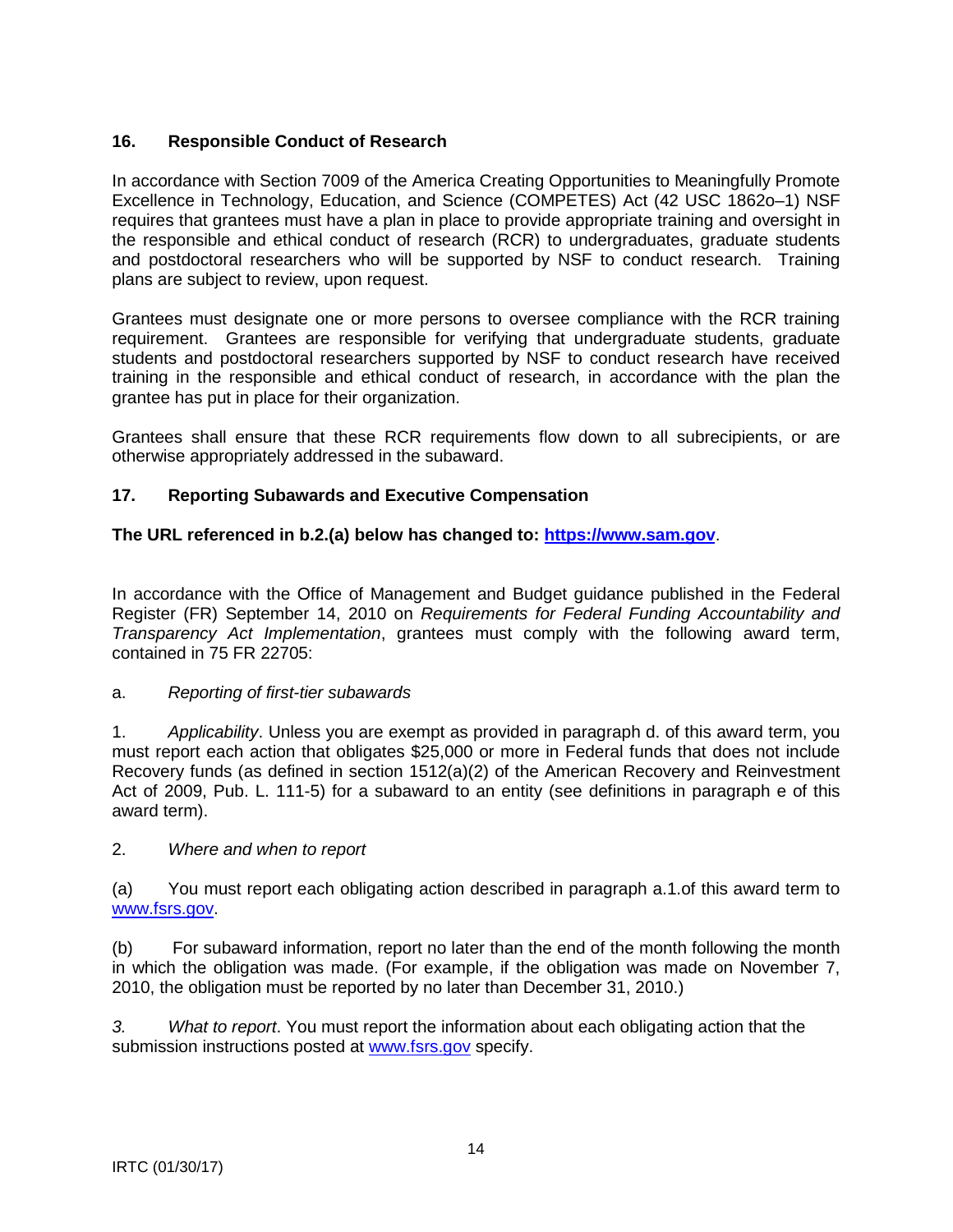### 16. Responsible Conduct of Research

In accordance with Section 7009 of the America Creating Opportunities to Meaningfully Promote Excellence in Technology, Education, and Science (COMPETES) Act (42 USC 1862o–1) NSF requires that grantees must have a plan in place to provide appropriate training and oversight in the responsible and ethical conduct of research (RCR) to undergraduates, graduate students and postdoctoral researchers who will be supported by NSF to conduct research. Training plans are subject to review, upon request.

Grantees must designate one or more persons to oversee compliance with the RCR training requirement. Grantees are responsible for verifying that undergraduate students, graduate students and postdoctoral researchers supported by NSF to conduct research have received training in the responsible and ethical conduct of research, in accordance with the plan the grantee has put in place for their organization.

Grantees shall ensure that these RCR requirements flow down to all subrecipients, or are otherwise appropriately addressed in the subaward.

### 17. Reporting Subawards and Executive Compensation

**The URL referenced in b.2.(a) below has changed to: [https://www.sam.gov](https://www.sam.gov)**.

In accordance with the Office of Management and Budget guidance published in the Federal Register (FR) September 14, 2010 on *Requirements for Federal Funding Accountability and Transparency Act Implementation*, grantees must comply with the following award term, contained in 75 FR 22705:

a. *Reporting of first-tier subawards*

1. *Applicability*. Unless you are exempt as provided in paragraph d. of this award term, you must report each action that obligates $25,000 or more in Federal funds that does not include Recovery funds (as defined in section 1512(a)(2) of the American Recovery and Reinvestment Act of 2009, Pub. L. 111-5) for a subaward to an entity (see definitions in paragraph e of this award term).

2. *Where and when to report*

(a) You must report each obligating action described in paragraph a.1.of this award term to [www.fsrs.gov](www.fsrs.gov).

(b) For subaward information, report no later than the end of the month following the month in which the obligation was made. (For example, if the obligation was made on November 7, 2010, the obligation must be reported by no later than December 31, 2010.)

*3. What to report*. You must report the information about each obligating action that the submission instructions posted at [www.fsrs.gov](www.fsrs.gov) specify.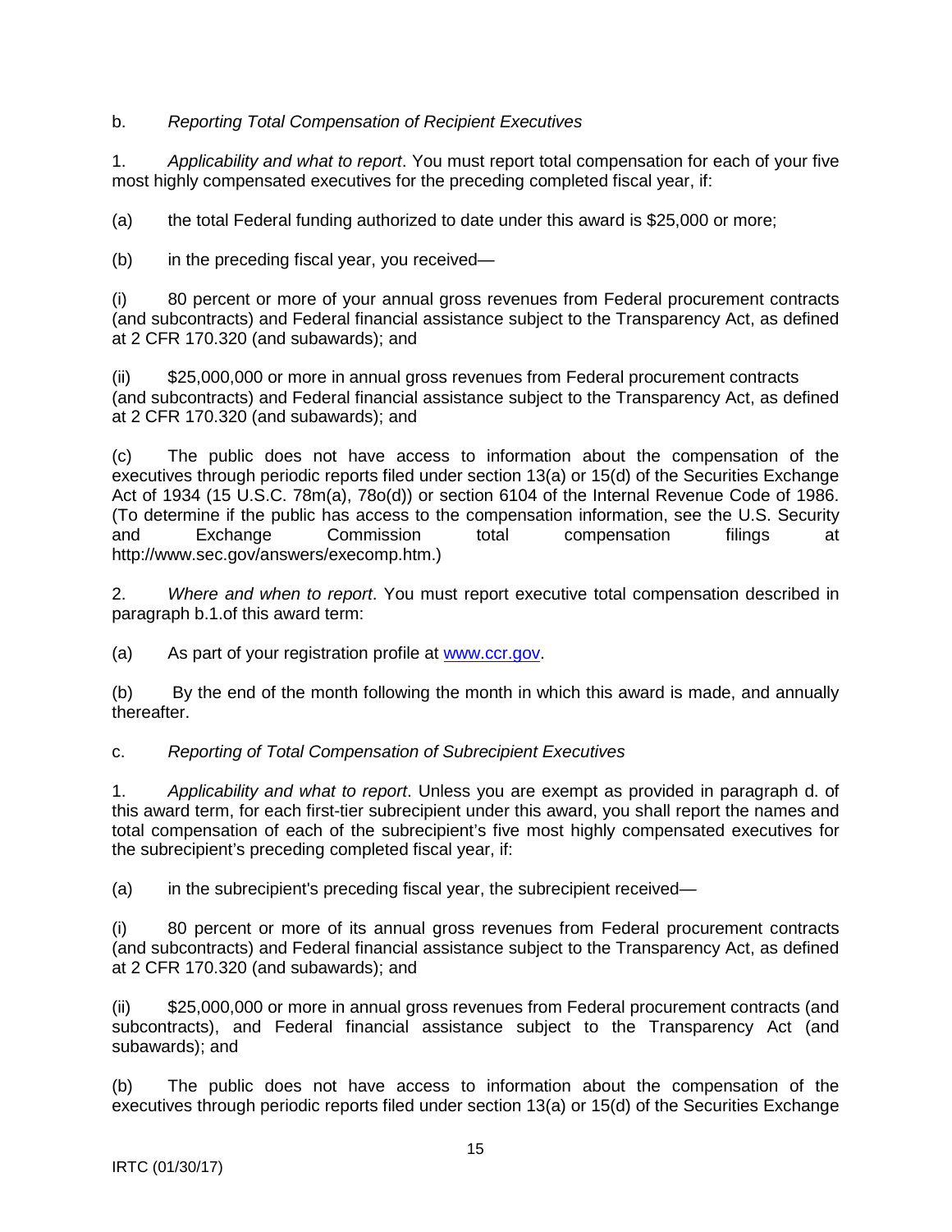b. *Reporting Total Compensation of Recipient Executives*

1. *Applicability and what to report*. You must report total compensation for each of your five most highly compensated executives for the preceding completed fiscal year, if:

(a) the total Federal funding authorized to date under this award is $25,000 or more;

(b) in the preceding fiscal year, you received—

(i) 80 percent or more of your annual gross revenues from Federal procurement contracts (and subcontracts) and Federal financial assistance subject to the Transparency Act, as defined at 2 CFR 170.320 (and subawards); and

(ii) $25,000,000 or more in annual gross revenues from Federal procurement contracts (and subcontracts) and Federal financial assistance subject to the Transparency Act, as defined at 2 CFR 170.320 (and subawards); and

(c) The public does not have access to information about the compensation of the executives through periodic reports filed under section 13(a) or 15(d) of the Securities Exchange Act of 1934 (15 U.S.C. 78m(a), 78o(d)) or section 6104 of the Internal Revenue Code of 1986. (To determine if the public has access to the compensation information, see the U.S. Security and Exchange Commission total compensation filings at http://www.sec.gov/answers/execomp.htm.)

2. *Where and when to report*. You must report executive total compensation described in paragraph b.1.of this award term:

(a) As part of your registration profile at [www.ccr.gov](http://www.ccr.gov).

(b) By the end of the month following the month in which this award is made, and annually thereafter.

c. *Reporting of Total Compensation of Subrecipient Executives*

1. *Applicability and what to report*. Unless you are exempt as provided in paragraph d. of this award term, for each first-tier subrecipient under this award, you shall report the names and total compensation of each of the subrecipient's five most highly compensated executives for the subrecipient's preceding completed fiscal year, if:

(a) in the subrecipient's preceding fiscal year, the subrecipient received—

(i) 80 percent or more of its annual gross revenues from Federal procurement contracts (and subcontracts) and Federal financial assistance subject to the Transparency Act, as defined at 2 CFR 170.320 (and subawards); and

(ii) $25,000,000 or more in annual gross revenues from Federal procurement contracts (and subcontracts), and Federal financial assistance subject to the Transparency Act (and subawards); and

(b) The public does not have access to information about the compensation of the executives through periodic reports filed under section 13(a) or 15(d) of the Securities Exchange

IRTC (01/30/17)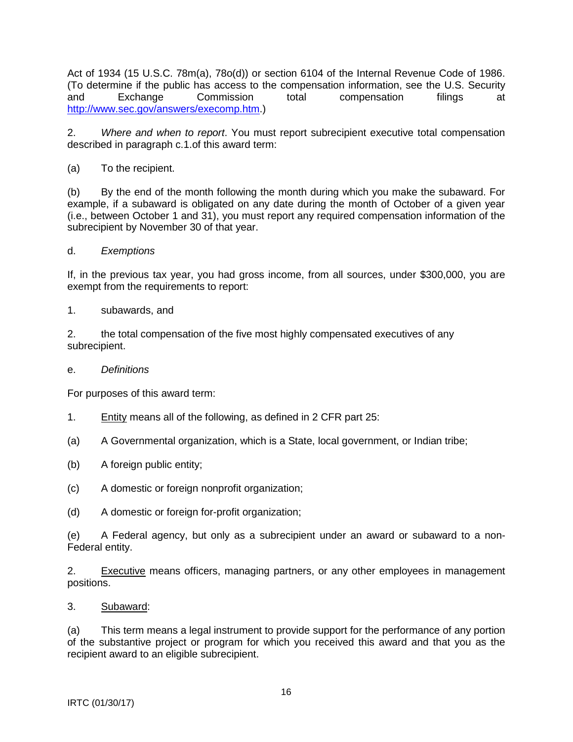Act of 1934 (15 U.S.C. 78m(a), 78o(d)) or section 6104 of the Internal Revenue Code of 1986. (To determine if the public has access to the compensation information, see the U.S. Security and Exchange Commission total compensation filings at http://www.sec.gov/answers/execomp.htm.)

2. *Where and when to report*. You must report subrecipient executive total compensation described in paragraph c.1.of this award term:

(a) To the recipient.

(b) By the end of the month following the month during which you make the subaward. For example, if a subaward is obligated on any date during the month of October of a given year (i.e., between October 1 and 31), you must report any required compensation information of the subrecipient by November 30 of that year.

d. *Exemptions*

If, in the previous tax year, you had gross income, from all sources, under $300,000, you are exempt from the requirements to report:

1. subawards, and

2. the total compensation of the five most highly compensated executives of any subrecipient.

e. *Definitions*

For purposes of this award term:

1. Entity means all of the following, as defined in 2 CFR part 25:

(a) A Governmental organization, which is a State, local government, or Indian tribe;

(b) A foreign public entity;

(c) A domestic or foreign nonprofit organization;

(d) A domestic or foreign for-profit organization;

(e) A Federal agency, but only as a subrecipient under an award or subaward to a non-Federal entity.

2. Executive means officers, managing partners, or any other employees in management positions.

3. Subaward:

(a) This term means a legal instrument to provide support for the performance of any portion of the substantive project or program for which you received this award and that you as the recipient award to an eligible subrecipient.

IRTC (01/30/17)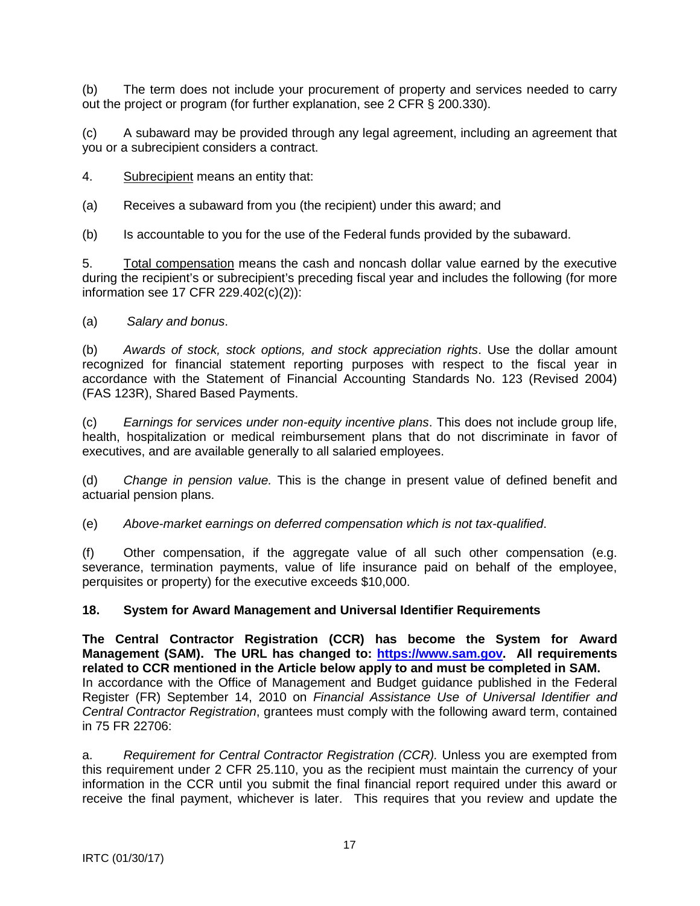(b) The term does not include your procurement of property and services needed to carry out the project or program (for further explanation, see 2 CFR § 200.330).

(c) A subaward may be provided through any legal agreement, including an agreement that you or a subrecipient considers a contract.

4. Subrecipient means an entity that:

(a) Receives a subaward from you (the recipient) under this award; and

(b) Is accountable to you for the use of the Federal funds provided by the subaward.

5. Total compensation means the cash and noncash dollar value earned by the executive during the recipient's or subrecipient's preceding fiscal year and includes the following (for more information see 17 CFR 229.402(c)(2)):

(a) *Salary and bonus*.

(b) *Awards of stock, stock options, and stock appreciation rights*. Use the dollar amount recognized for financial statement reporting purposes with respect to the fiscal year in accordance with the Statement of Financial Accounting Standards No. 123 (Revised 2004) (FAS 123R), Shared Based Payments.

(c) *Earnings for services under non-equity incentive plans*. This does not include group life, health, hospitalization or medical reimbursement plans that do not discriminate in favor of executives, and are available generally to all salaried employees.

(d) *Change in pension value.* This is the change in present value of defined benefit and actuarial pension plans.

(e) *Above-market earnings on deferred compensation which is not tax-qualified*.

(f) Other compensation, if the aggregate value of all such other compensation (e.g. severance, termination payments, value of life insurance paid on behalf of the employee, perquisites or property) for the executive exceeds $10,000.

### 18. System for Award Management and Universal Identifier Requirements

**The Central Contractor Registration (CCR) has become the System for Award Management (SAM). The URL has changed to: [https://www.sam.gov](https://www.sam.gov). All requirements related to CCR mentioned in the Article below apply to and must be completed in SAM.**
In accordance with the Office of Management and Budget guidance published in the Federal Register (FR) September 14, 2010 on *Financial Assistance Use of Universal Identifier and Central Contractor Registration*, grantees must comply with the following award term, contained in 75 FR 22706:

a. *Requirement for Central Contractor Registration (CCR).* Unless you are exempted from this requirement under 2 CFR 25.110, you as the recipient must maintain the currency of your information in the CCR until you submit the final financial report required under this award or receive the final payment, whichever is later. This requires that you review and update the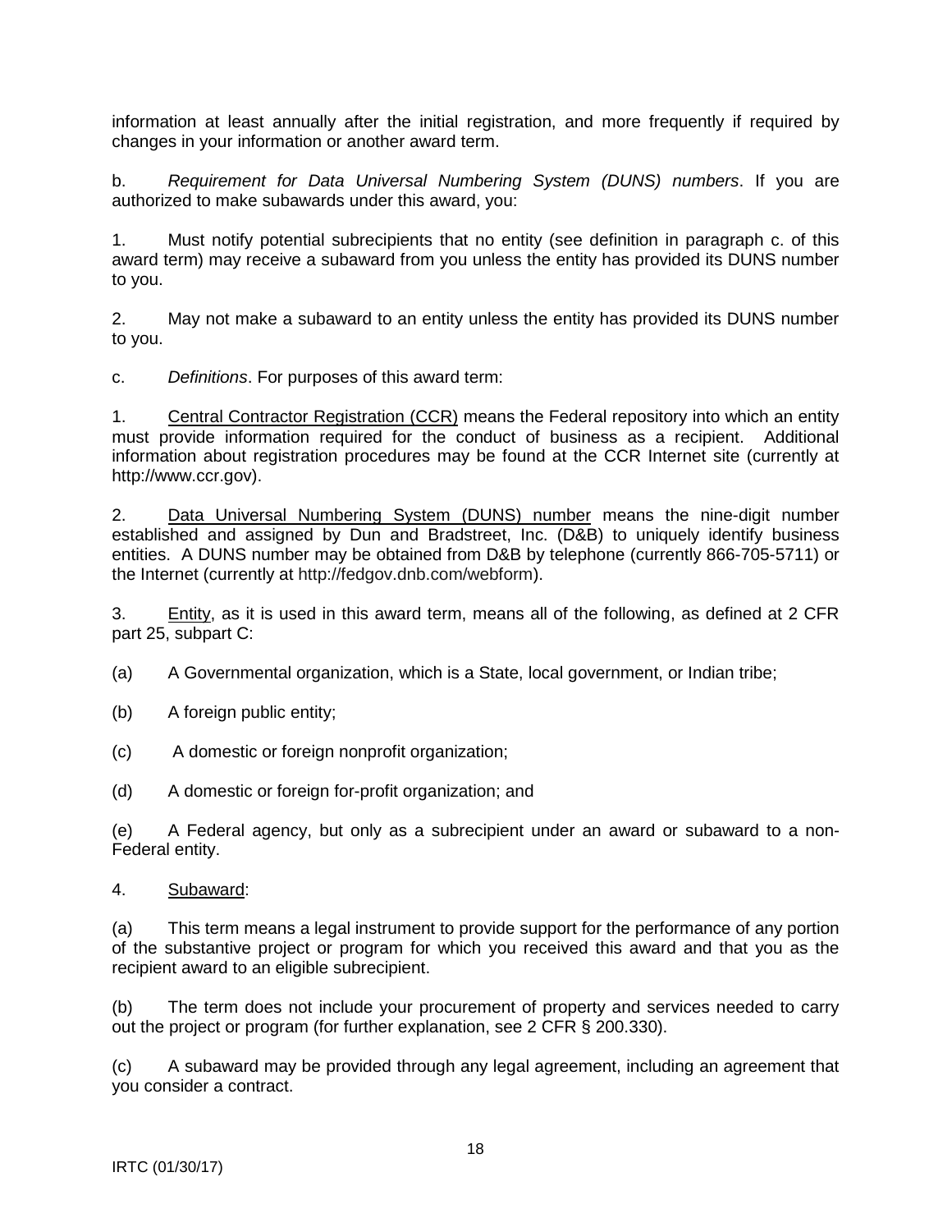information at least annually after the initial registration, and more frequently if required by changes in your information or another award term.

b. *Requirement for Data Universal Numbering System (DUNS) numbers*. If you are authorized to make subawards under this award, you:

1. Must notify potential subrecipients that no entity (see definition in paragraph c. of this award term) may receive a subaward from you unless the entity has provided its DUNS number to you.

2. May not make a subaward to an entity unless the entity has provided its DUNS number to you.

c. *Definitions*. For purposes of this award term:

1. Central Contractor Registration (CCR) means the Federal repository into which an entity must provide information required for the conduct of business as a recipient. Additional information about registration procedures may be found at the CCR Internet site (currently at http://www.ccr.gov).

2. Data Universal Numbering System (DUNS) number means the nine-digit number established and assigned by Dun and Bradstreet, Inc. (D&B) to uniquely identify business entities. A DUNS number may be obtained from D&B by telephone (currently 866-705-5711) or the Internet (currently at http://fedgov.dnb.com/webform).

3. Entity, as it is used in this award term, means all of the following, as defined at 2 CFR part 25, subpart C:

(a) A Governmental organization, which is a State, local government, or Indian tribe;

(b) A foreign public entity;

(c) A domestic or foreign nonprofit organization;

(d) A domestic or foreign for-profit organization; and

(e) A Federal agency, but only as a subrecipient under an award or subaward to a non-Federal entity.

4. Subaward:

(a) This term means a legal instrument to provide support for the performance of any portion of the substantive project or program for which you received this award and that you as the recipient award to an eligible subrecipient.

(b) The term does not include your procurement of property and services needed to carry out the project or program (for further explanation, see 2 CFR § 200.330).

(c) A subaward may be provided through any legal agreement, including an agreement that you consider a contract.

IRTC (01/30/17)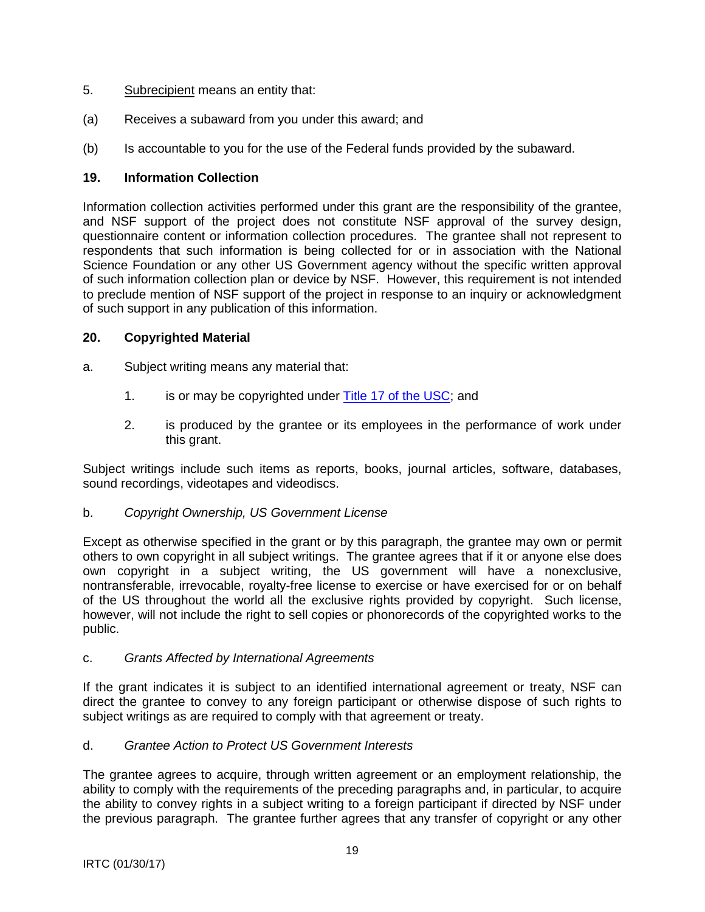5. Subrecipient means an entity that:

(a) Receives a subaward from you under this award; and

(b) Is accountable to you for the use of the Federal funds provided by the subaward.

**19. Information Collection**

Information collection activities performed under this grant are the responsibility of the grantee, and NSF support of the project does not constitute NSF approval of the survey design, questionnaire content or information collection procedures. The grantee shall not represent to respondents that such information is being collected for or in association with the National Science Foundation or any other US Government agency without the specific written approval of such information collection plan or device by NSF. However, this requirement is not intended to preclude mention of NSF support of the project in response to an inquiry or acknowledgment of such support in any publication of this information.

**20. Copyrighted Material**

a. Subject writing means any material that:

   1. is or may be copyrighted under [Title 17 of the USC]; and

   2. is produced by the grantee or its employees in the performance of work under this grant.

Subject writings include such items as reports, books, journal articles, software, databases, sound recordings, videotapes and videodiscs.

b. *Copyright Ownership, US Government License*

Except as otherwise specified in the grant or by this paragraph, the grantee may own or permit others to own copyright in all subject writings. The grantee agrees that if it or anyone else does own copyright in a subject writing, the US government will have a nonexclusive, nontransferable, irrevocable, royalty-free license to exercise or have exercised for or on behalf of the US throughout the world all the exclusive rights provided by copyright. Such license, however, will not include the right to sell copies or phonorecords of the copyrighted works to the public.

c. *Grants Affected by International Agreements*

If the grant indicates it is subject to an identified international agreement or treaty, NSF can direct the grantee to convey to any foreign participant or otherwise dispose of such rights to subject writings as are required to comply with that agreement or treaty.

d. *Grantee Action to Protect US Government Interests*

The grantee agrees to acquire, through written agreement or an employment relationship, the ability to comply with the requirements of the preceding paragraphs and, in particular, to acquire the ability to convey rights in a subject writing to a foreign participant if directed by NSF under the previous paragraph. The grantee further agrees that any transfer of copyright or any other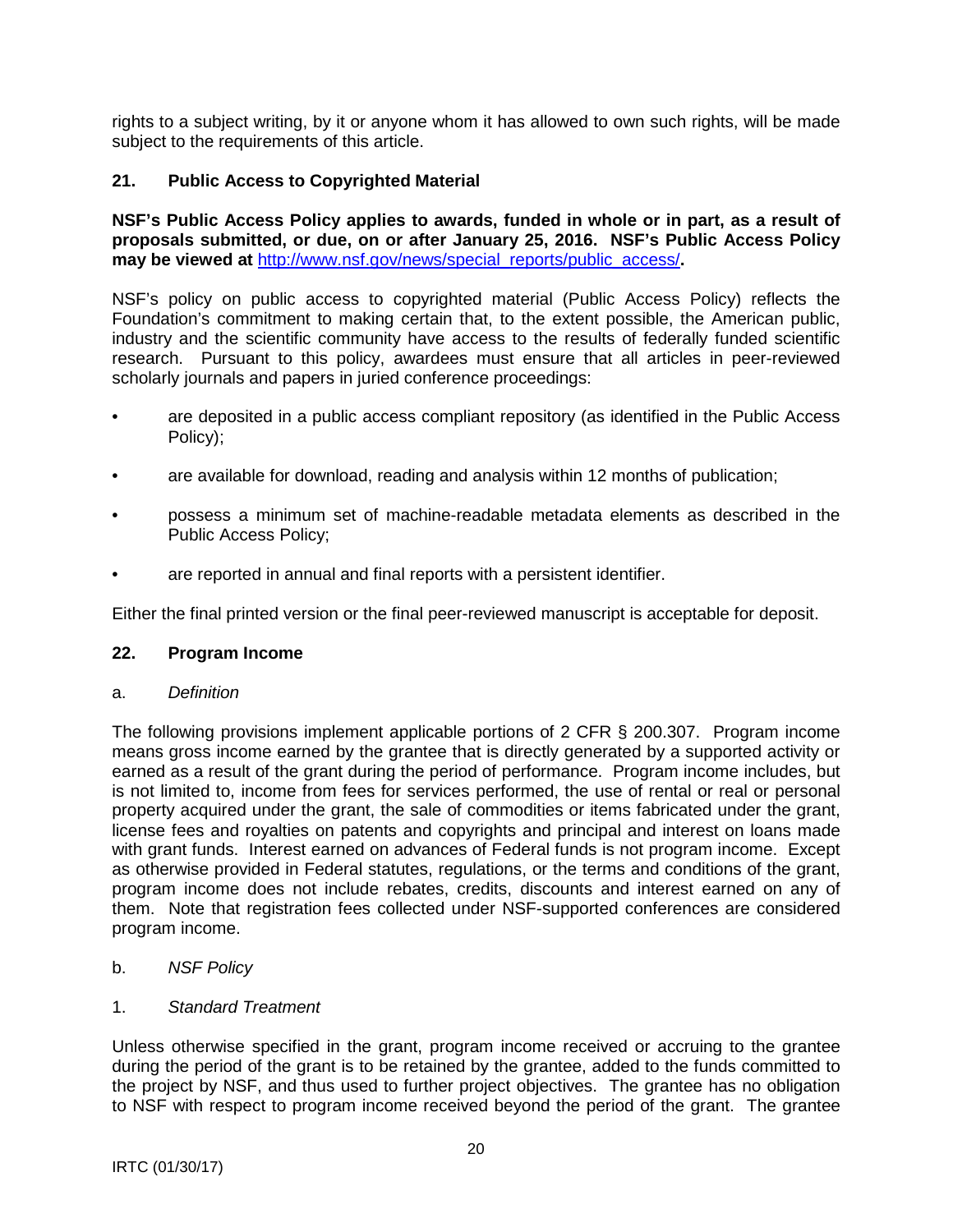rights to a subject writing, by it or anyone whom it has allowed to own such rights, will be made subject to the requirements of this article.

## 21. Public Access to Copyrighted Material

**NSF's Public Access Policy applies to awards, funded in whole or in part, as a result of proposals submitted, or due, on or after January 25, 2016. NSF's Public Access Policy may be viewed at [http://www.nsf.gov/news/special_reports/public_access/](http://www.nsf.gov/news/special_reports/public_access/).**

NSF's policy on public access to copyrighted material (Public Access Policy) reflects the Foundation's commitment to making certain that, to the extent possible, the American public, industry and the scientific community have access to the results of federally funded scientific research. Pursuant to this policy, awardees must ensure that all articles in peer-reviewed scholarly journals and papers in juried conference proceedings:

- are deposited in a public access compliant repository (as identified in the Public Access Policy);
- are available for download, reading and analysis within 12 months of publication;
- possess a minimum set of machine-readable metadata elements as described in the Public Access Policy;
- are reported in annual and final reports with a persistent identifier.

Either the final printed version or the final peer-reviewed manuscript is acceptable for deposit.

## 22. Program Income

a. *Definition*

The following provisions implement applicable portions of 2 CFR § 200.307. Program income means gross income earned by the grantee that is directly generated by a supported activity or earned as a result of the grant during the period of performance. Program income includes, but is not limited to, income from fees for services performed, the use of rental or real or personal property acquired under the grant, the sale of commodities or items fabricated under the grant, license fees and royalties on patents and copyrights and principal and interest on loans made with grant funds. Interest earned on advances of Federal funds is not program income. Except as otherwise provided in Federal statutes, regulations, or the terms and conditions of the grant, program income does not include rebates, credits, discounts and interest earned on any of them. Note that registration fees collected under NSF-supported conferences are considered program income.

b. *NSF Policy*

1. *Standard Treatment*

Unless otherwise specified in the grant, program income received or accruing to the grantee during the period of the grant is to be retained by the grantee, added to the funds committed to the project by NSF, and thus used to further project objectives. The grantee has no obligation to NSF with respect to program income received beyond the period of the grant. The grantee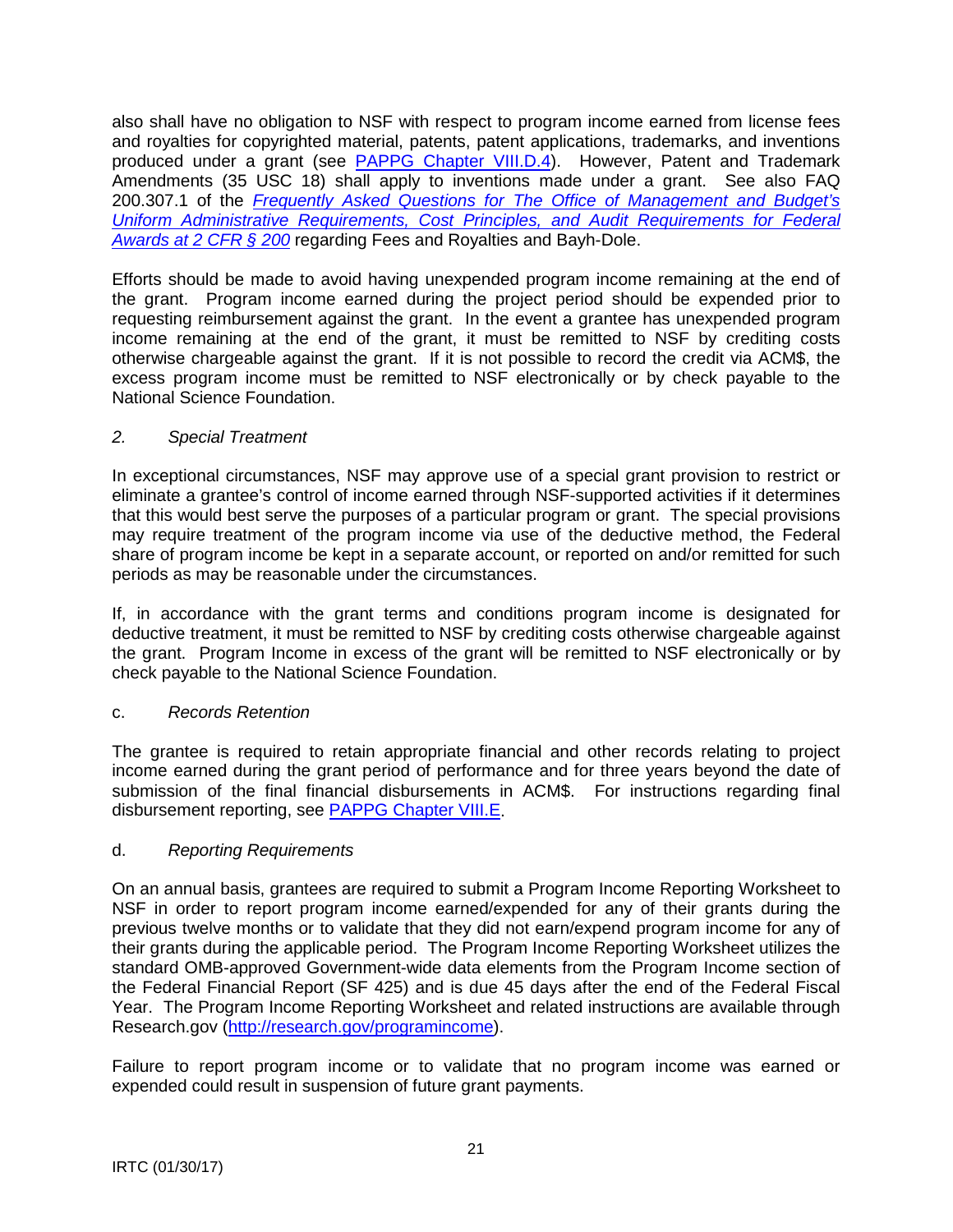also shall have no obligation to NSF with respect to program income earned from license fees and royalties for copyrighted material, patents, patent applications, trademarks, and inventions produced under a grant (see [PAPPG Chapter VIII.D.4](#)). However, Patent and Trademark Amendments (35 USC 18) shall apply to inventions made under a grant. See also FAQ 200.307.1 of the [*Frequently Asked Questions for The Office of Management and Budget's Uniform Administrative Requirements, Cost Principles, and Audit Requirements for Federal Awards at 2 CFR § 200*](#) regarding Fees and Royalties and Bayh-Dole.

Efforts should be made to avoid having unexpended program income remaining at the end of the grant. Program income earned during the project period should be expended prior to requesting reimbursement against the grant. In the event a grantee has unexpended program income remaining at the end of the grant, it must be remitted to NSF by crediting costs otherwise chargeable against the grant. If it is not possible to record the credit via ACM$, the excess program income must be remitted to NSF electronically or by check payable to the National Science Foundation.

*2. Special Treatment*

In exceptional circumstances, NSF may approve use of a special grant provision to restrict or eliminate a grantee's control of income earned through NSF-supported activities if it determines that this would best serve the purposes of a particular program or grant. The special provisions may require treatment of the program income via use of the deductive method, the Federal share of program income be kept in a separate account, or reported on and/or remitted for such periods as may be reasonable under the circumstances.

If, in accordance with the grant terms and conditions program income is designated for deductive treatment, it must be remitted to NSF by crediting costs otherwise chargeable against the grant. Program Income in excess of the grant will be remitted to NSF electronically or by check payable to the National Science Foundation.

c. *Records Retention*

The grantee is required to retain appropriate financial and other records relating to project income earned during the grant period of performance and for three years beyond the date of submission of the final financial disbursements in ACM$. For instructions regarding final disbursement reporting, see [PAPPG Chapter VIII.E](#).

d. *Reporting Requirements*

On an annual basis, grantees are required to submit a Program Income Reporting Worksheet to NSF in order to report program income earned/expended for any of their grants during the previous twelve months or to validate that they did not earn/expend program income for any of their grants during the applicable period. The Program Income Reporting Worksheet utilizes the standard OMB-approved Government-wide data elements from the Program Income section of the Federal Financial Report (SF 425) and is due 45 days after the end of the Federal Fiscal Year. The Program Income Reporting Worksheet and related instructions are available through Research.gov ([http://research.gov/programincome](http://research.gov/programincome)).

Failure to report program income or to validate that no program income was earned or expended could result in suspension of future grant payments.

IRTC (01/30/17)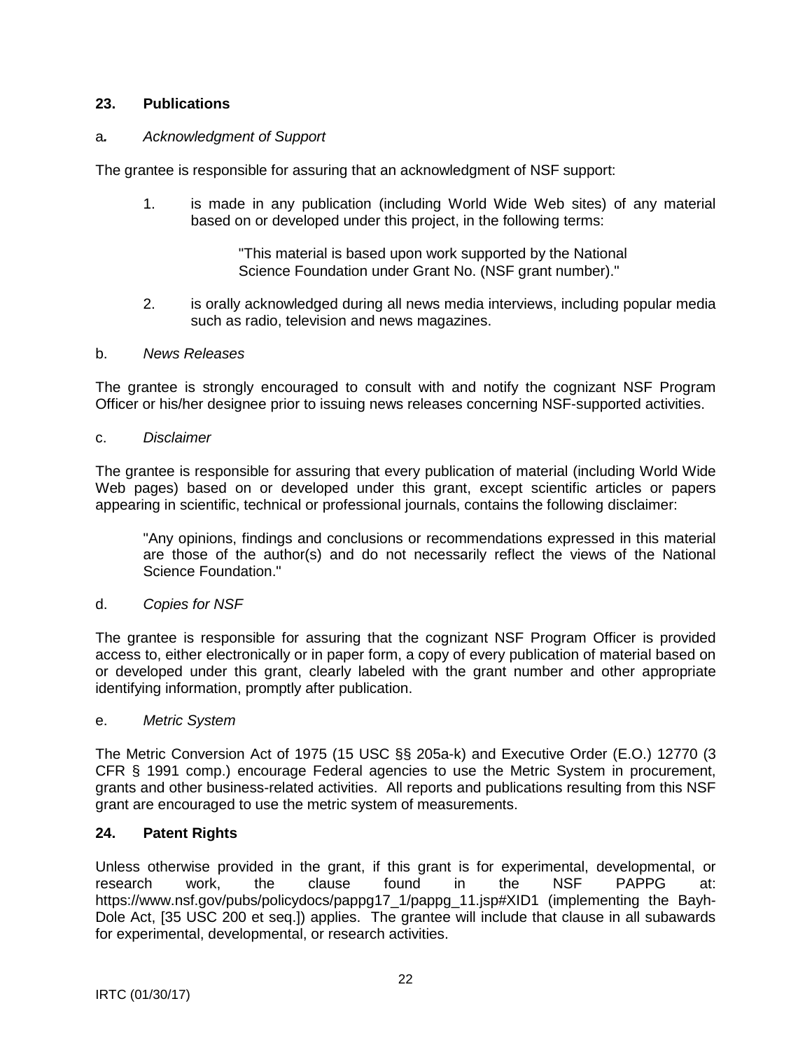## 23. Publications

a. *Acknowledgment of Support*

The grantee is responsible for assuring that an acknowledgment of NSF support:

1. is made in any publication (including World Wide Web sites) of any material based on or developed under this project, in the following terms:

   "This material is based upon work supported by the National Science Foundation under Grant No. (NSF grant number)."

2. is orally acknowledged during all news media interviews, including popular media such as radio, television and news magazines.

b. *News Releases*

The grantee is strongly encouraged to consult with and notify the cognizant NSF Program Officer or his/her designee prior to issuing news releases concerning NSF-supported activities.

c. *Disclaimer*

The grantee is responsible for assuring that every publication of material (including World Wide Web pages) based on or developed under this grant, except scientific articles or papers appearing in scientific, technical or professional journals, contains the following disclaimer:

> "Any opinions, findings and conclusions or recommendations expressed in this material are those of the author(s) and do not necessarily reflect the views of the National Science Foundation."

d. *Copies for NSF*

The grantee is responsible for assuring that the cognizant NSF Program Officer is provided access to, either electronically or in paper form, a copy of every publication of material based on or developed under this grant, clearly labeled with the grant number and other appropriate identifying information, promptly after publication.

e. *Metric System*

The Metric Conversion Act of 1975 (15 USC §§ 205a-k) and Executive Order (E.O.) 12770 (3 CFR § 1991 comp.) encourage Federal agencies to use the Metric System in procurement, grants and other business-related activities. All reports and publications resulting from this NSF grant are encouraged to use the metric system of measurements.

## 24. Patent Rights

Unless otherwise provided in the grant, if this grant is for experimental, developmental, or research work, the clause found in the NSF PAPPG at: https://www.nsf.gov/pubs/policydocs/pappg17_1/pappg_11.jsp#XID1 (implementing the Bayh-Dole Act, [35 USC 200 et seq.]) applies. The grantee will include that clause in all subawards for experimental, developmental, or research activities.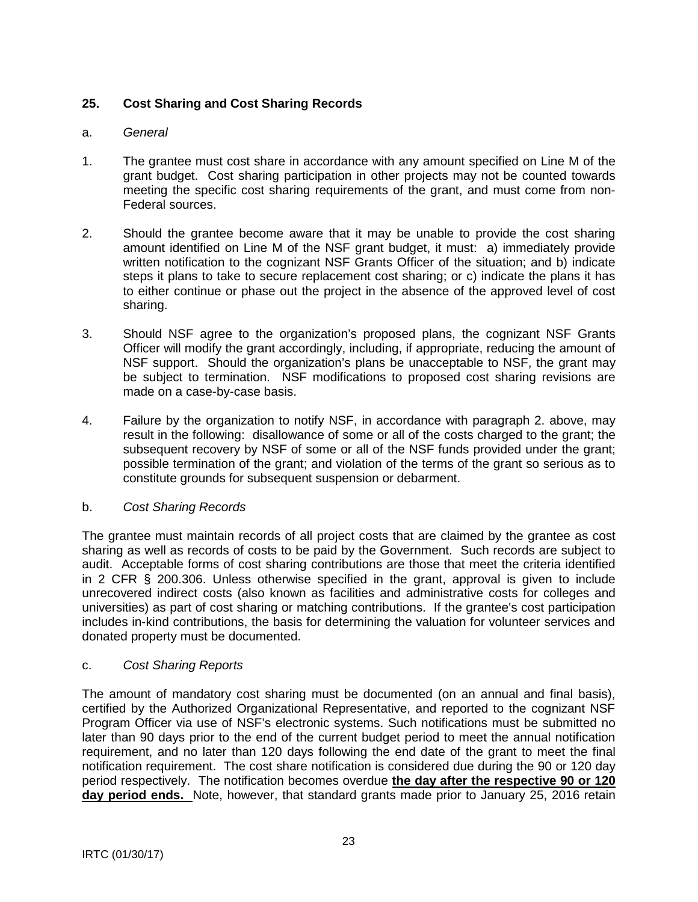## 25. Cost Sharing and Cost Sharing Records

a. *General*

1. The grantee must cost share in accordance with any amount specified on Line M of the grant budget. Cost sharing participation in other projects may not be counted towards meeting the specific cost sharing requirements of the grant, and must come from non-Federal sources.

2. Should the grantee become aware that it may be unable to provide the cost sharing amount identified on Line M of the NSF grant budget, it must: a) immediately provide written notification to the cognizant NSF Grants Officer of the situation; and b) indicate steps it plans to take to secure replacement cost sharing; or c) indicate the plans it has to either continue or phase out the project in the absence of the approved level of cost sharing.

3. Should NSF agree to the organization's proposed plans, the cognizant NSF Grants Officer will modify the grant accordingly, including, if appropriate, reducing the amount of NSF support. Should the organization's plans be unacceptable to NSF, the grant may be subject to termination. NSF modifications to proposed cost sharing revisions are made on a case-by-case basis.

4. Failure by the organization to notify NSF, in accordance with paragraph 2. above, may result in the following: disallowance of some or all of the costs charged to the grant; the subsequent recovery by NSF of some or all of the NSF funds provided under the grant; possible termination of the grant; and violation of the terms of the grant so serious as to constitute grounds for subsequent suspension or debarment.

b. *Cost Sharing Records*

The grantee must maintain records of all project costs that are claimed by the grantee as cost sharing as well as records of costs to be paid by the Government. Such records are subject to audit. Acceptable forms of cost sharing contributions are those that meet the criteria identified in 2 CFR § 200.306. Unless otherwise specified in the grant, approval is given to include unrecovered indirect costs (also known as facilities and administrative costs for colleges and universities) as part of cost sharing or matching contributions. If the grantee's cost participation includes in-kind contributions, the basis for determining the valuation for volunteer services and donated property must be documented.

c. *Cost Sharing Reports*

The amount of mandatory cost sharing must be documented (on an annual and final basis), certified by the Authorized Organizational Representative, and reported to the cognizant NSF Program Officer via use of NSF's electronic systems. Such notifications must be submitted no later than 90 days prior to the end of the current budget period to meet the annual notification requirement, and no later than 120 days following the end date of the grant to meet the final notification requirement. The cost share notification is considered due during the 90 or 120 day period respectively. The notification becomes overdue **the day after the respective 90 or 120 day period ends.** Note, however, that standard grants made prior to January 25, 2016 retain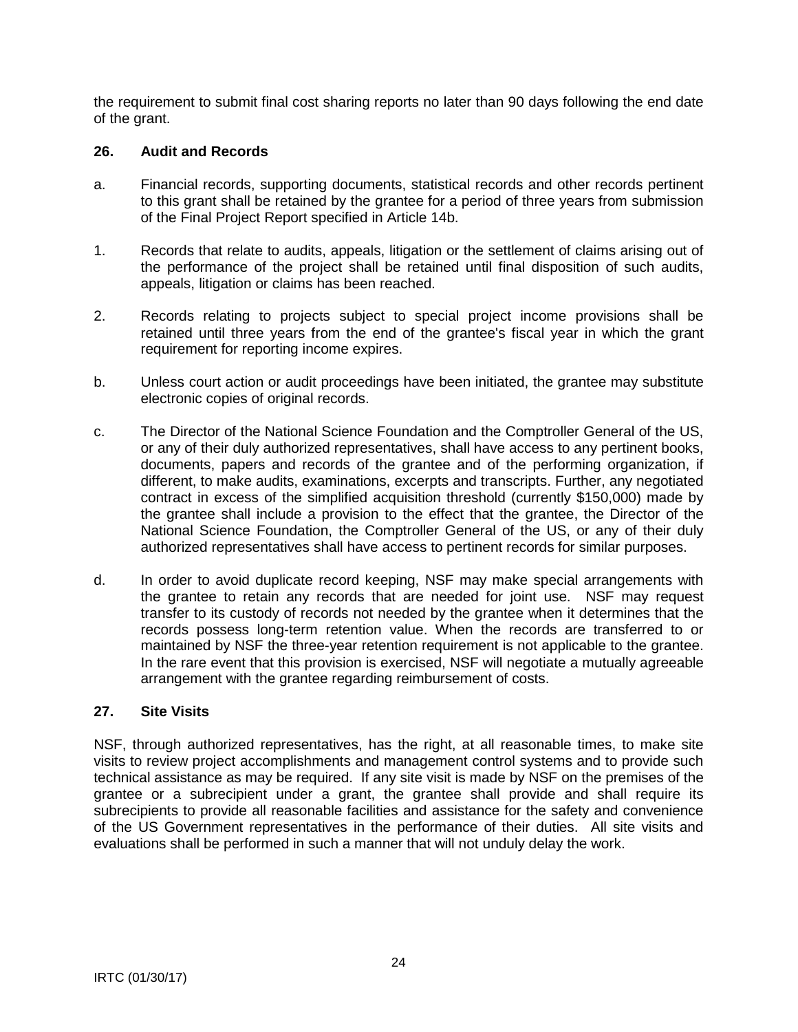the requirement to submit final cost sharing reports no later than 90 days following the end date of the grant.

**26. Audit and Records**

a. Financial records, supporting documents, statistical records and other records pertinent to this grant shall be retained by the grantee for a period of three years from submission of the Final Project Report specified in Article 14b.

1. Records that relate to audits, appeals, litigation or the settlement of claims arising out of the performance of the project shall be retained until final disposition of such audits, appeals, litigation or claims has been reached.

2. Records relating to projects subject to special project income provisions shall be retained until three years from the end of the grantee's fiscal year in which the grant requirement for reporting income expires.

b. Unless court action or audit proceedings have been initiated, the grantee may substitute electronic copies of original records.

c. The Director of the National Science Foundation and the Comptroller General of the US, or any of their duly authorized representatives, shall have access to any pertinent books, documents, papers and records of the grantee and of the performing organization, if different, to make audits, examinations, excerpts and transcripts. Further, any negotiated contract in excess of the simplified acquisition threshold (currently $150,000) made by the grantee shall include a provision to the effect that the grantee, the Director of the National Science Foundation, the Comptroller General of the US, or any of their duly authorized representatives shall have access to pertinent records for similar purposes.

d. In order to avoid duplicate record keeping, NSF may make special arrangements with the grantee to retain any records that are needed for joint use. NSF may request transfer to its custody of records not needed by the grantee when it determines that the records possess long-term retention value. When the records are transferred to or maintained by NSF the three-year retention requirement is not applicable to the grantee. In the rare event that this provision is exercised, NSF will negotiate a mutually agreeable arrangement with the grantee regarding reimbursement of costs.

**27. Site Visits**

NSF, through authorized representatives, has the right, at all reasonable times, to make site visits to review project accomplishments and management control systems and to provide such technical assistance as may be required. If any site visit is made by NSF on the premises of the grantee or a subrecipient under a grant, the grantee shall provide and shall require its subrecipients to provide all reasonable facilities and assistance for the safety and convenience of the US Government representatives in the performance of their duties. All site visits and evaluations shall be performed in such a manner that will not unduly delay the work.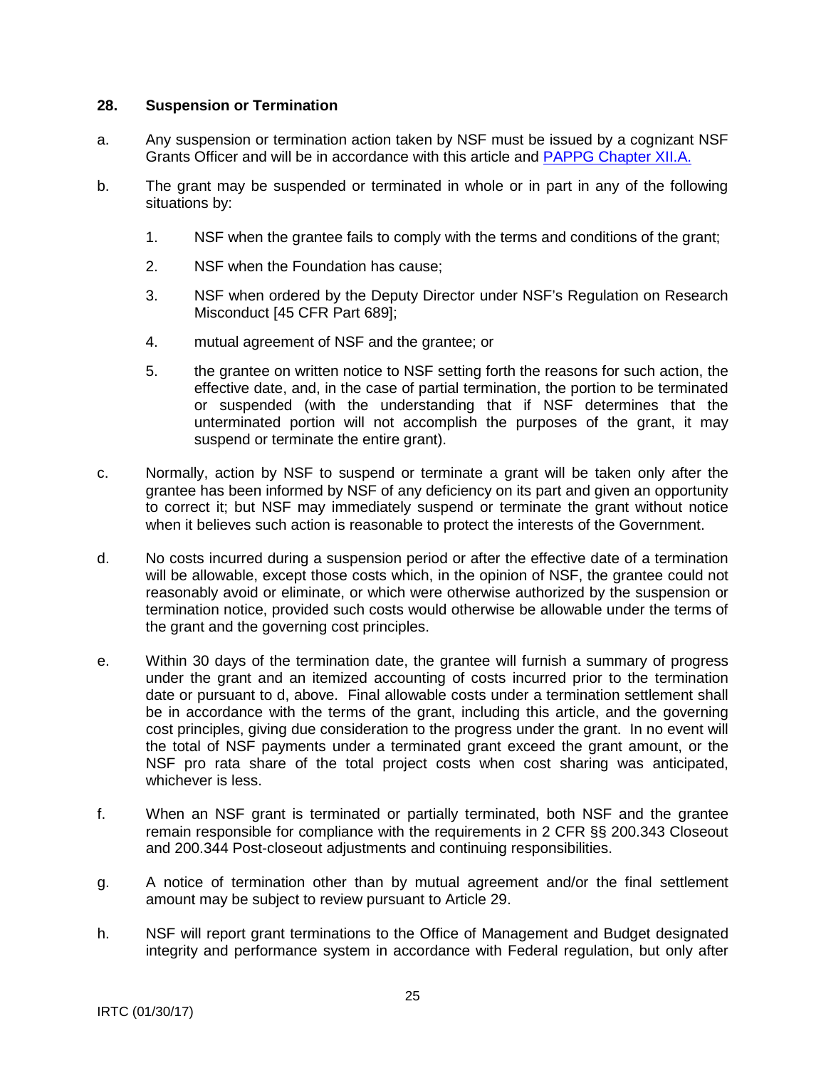### 28. Suspension or Termination

a. Any suspension or termination action taken by NSF must be issued by a cognizant NSF Grants Officer and will be in accordance with this article and [PAPPG Chapter XII.A.](#)

b. The grant may be suspended or terminated in whole or in part in any of the following situations by:

   1. NSF when the grantee fails to comply with the terms and conditions of the grant;

   2. NSF when the Foundation has cause;

   3. NSF when ordered by the Deputy Director under NSF's Regulation on Research Misconduct [45 CFR Part 689];

   4. mutual agreement of NSF and the grantee; or

   5. the grantee on written notice to NSF setting forth the reasons for such action, the effective date, and, in the case of partial termination, the portion to be terminated or suspended (with the understanding that if NSF determines that the unterminated portion will not accomplish the purposes of the grant, it may suspend or terminate the entire grant).

c. Normally, action by NSF to suspend or terminate a grant will be taken only after the grantee has been informed by NSF of any deficiency on its part and given an opportunity to correct it; but NSF may immediately suspend or terminate the grant without notice when it believes such action is reasonable to protect the interests of the Government.

d. No costs incurred during a suspension period or after the effective date of a termination will be allowable, except those costs which, in the opinion of NSF, the grantee could not reasonably avoid or eliminate, or which were otherwise authorized by the suspension or termination notice, provided such costs would otherwise be allowable under the terms of the grant and the governing cost principles.

e. Within 30 days of the termination date, the grantee will furnish a summary of progress under the grant and an itemized accounting of costs incurred prior to the termination date or pursuant to d, above. Final allowable costs under a termination settlement shall be in accordance with the terms of the grant, including this article, and the governing cost principles, giving due consideration to the progress under the grant. In no event will the total of NSF payments under a terminated grant exceed the grant amount, or the NSF pro rata share of the total project costs when cost sharing was anticipated, whichever is less.

f. When an NSF grant is terminated or partially terminated, both NSF and the grantee remain responsible for compliance with the requirements in 2 CFR §§ 200.343 Closeout and 200.344 Post-closeout adjustments and continuing responsibilities.

g. A notice of termination other than by mutual agreement and/or the final settlement amount may be subject to review pursuant to Article 29.

h. NSF will report grant terminations to the Office of Management and Budget designated integrity and performance system in accordance with Federal regulation, but only after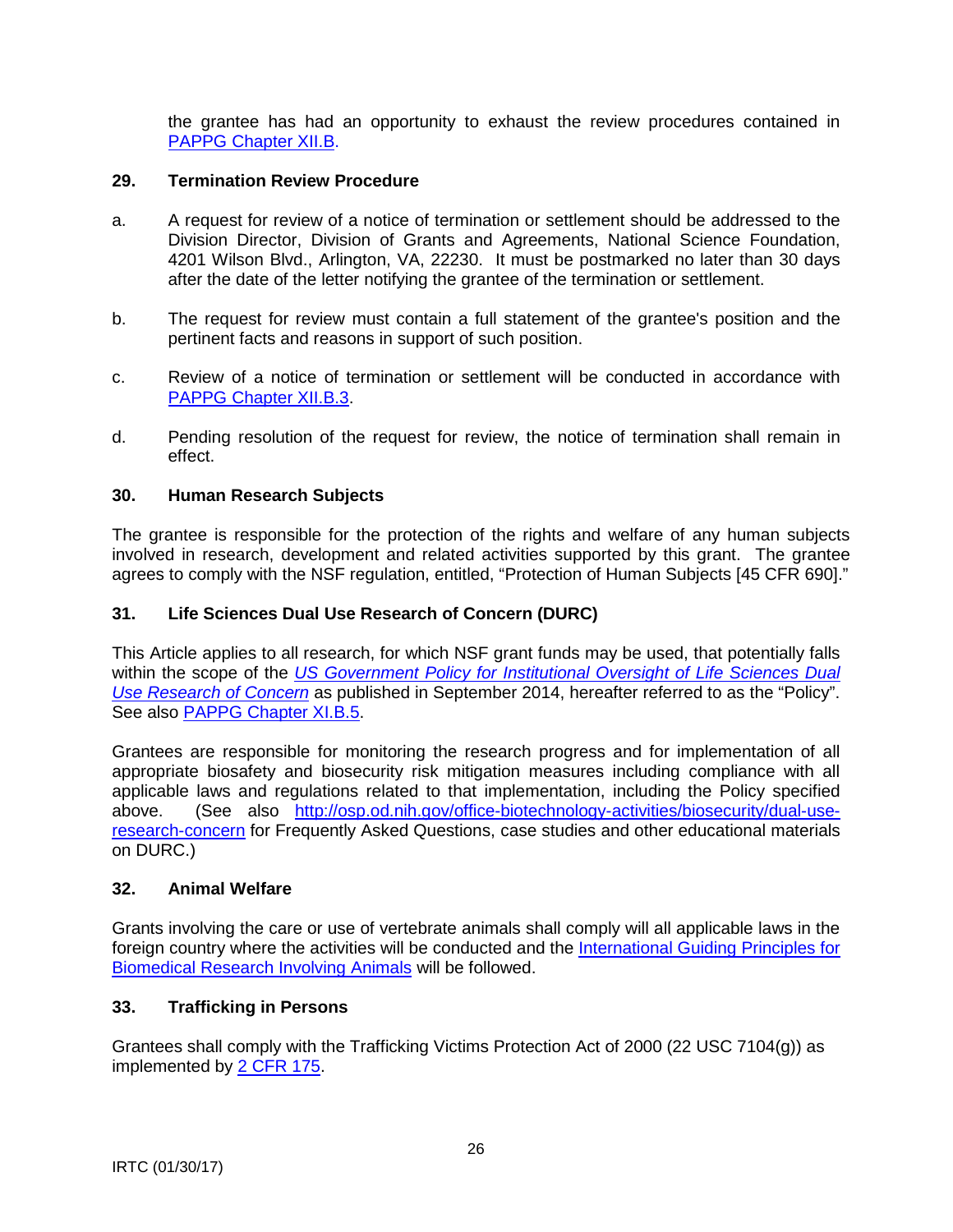the grantee has had an opportunity to exhaust the review procedures contained in [PAPPG Chapter XII.B](#).

### 29. Termination Review Procedure

a. A request for review of a notice of termination or settlement should be addressed to the Division Director, Division of Grants and Agreements, National Science Foundation, 4201 Wilson Blvd., Arlington, VA, 22230. It must be postmarked no later than 30 days after the date of the letter notifying the grantee of the termination or settlement.

b. The request for review must contain a full statement of the grantee's position and the pertinent facts and reasons in support of such position.

c. Review of a notice of termination or settlement will be conducted in accordance with [PAPPG Chapter XII.B.3](#).

d. Pending resolution of the request for review, the notice of termination shall remain in effect.

### 30. Human Research Subjects

The grantee is responsible for the protection of the rights and welfare of any human subjects involved in research, development and related activities supported by this grant. The grantee agrees to comply with the NSF regulation, entitled, "Protection of Human Subjects [45 CFR 690]."

### 31. Life Sciences Dual Use Research of Concern (DURC)

This Article applies to all research, for which NSF grant funds may be used, that potentially falls within the scope of the *[US Government Policy for Institutional Oversight of Life Sciences Dual Use Research of Concern](#)* as published in September 2014, hereafter referred to as the "Policy". See also [PAPPG Chapter XI.B.5](#).

Grantees are responsible for monitoring the research progress and for implementation of all appropriate biosafety and biosecurity risk mitigation measures including compliance with all applicable laws and regulations related to that implementation, including the Policy specified above. (See also [http://osp.od.nih.gov/office-biotechnology-activities/biosecurity/dual-use-research-concern](http://osp.od.nih.gov/office-biotechnology-activities/biosecurity/dual-use-research-concern) for Frequently Asked Questions, case studies and other educational materials on DURC.)

### 32. Animal Welfare

Grants involving the care or use of vertebrate animals shall comply will all applicable laws in the foreign country where the activities will be conducted and the [International Guiding Principles for Biomedical Research Involving Animals](#) will be followed.

### 33. Trafficking in Persons

Grantees shall comply with the Trafficking Victims Protection Act of 2000 (22 USC 7104(g)) as implemented by [2 CFR 175](#).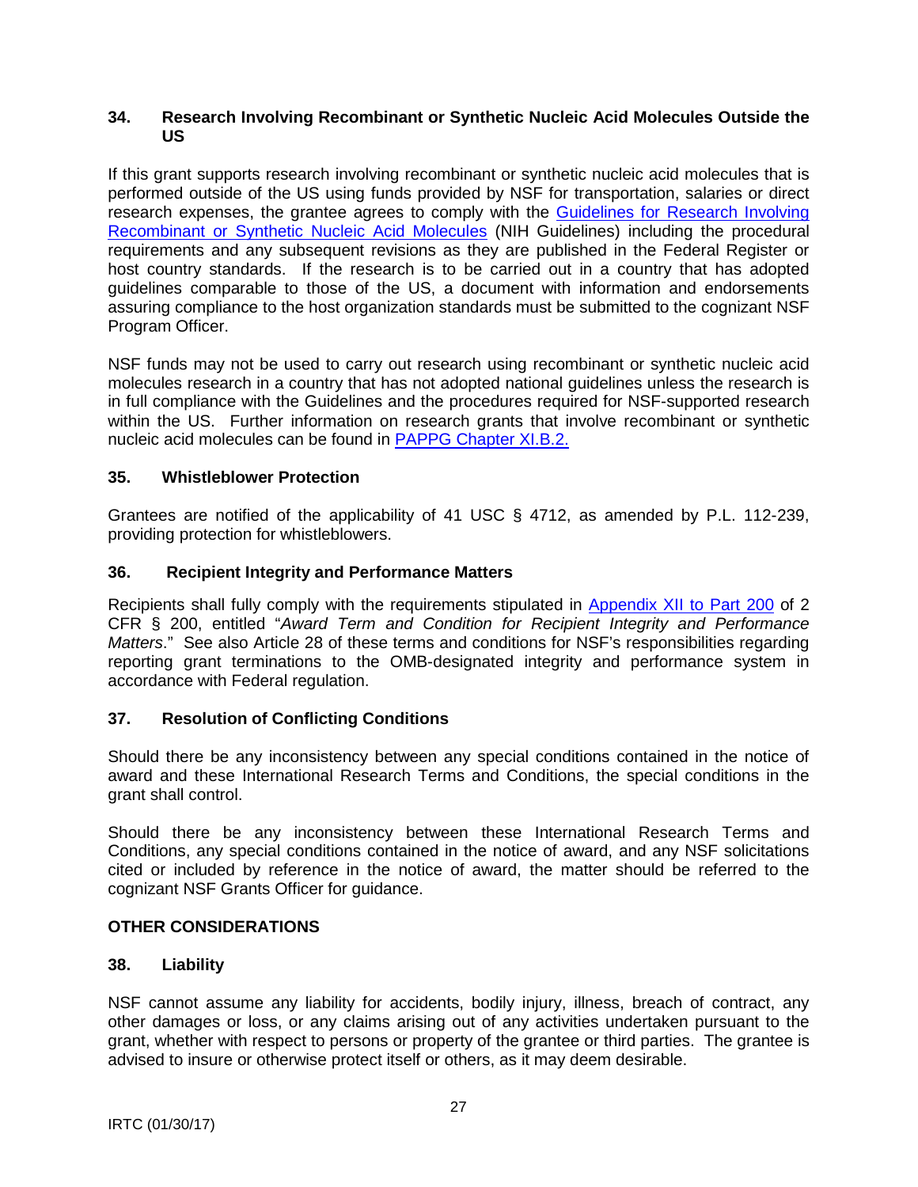## 34. Research Involving Recombinant or Synthetic Nucleic Acid Molecules Outside the US

If this grant supports research involving recombinant or synthetic nucleic acid molecules that is performed outside of the US using funds provided by NSF for transportation, salaries or direct research expenses, the grantee agrees to comply with the [Guidelines for Research Involving Recombinant or Synthetic Nucleic Acid Molecules](#) (NIH Guidelines) including the procedural requirements and any subsequent revisions as they are published in the Federal Register or host country standards. If the research is to be carried out in a country that has adopted guidelines comparable to those of the US, a document with information and endorsements assuring compliance to the host organization standards must be submitted to the cognizant NSF Program Officer.

NSF funds may not be used to carry out research using recombinant or synthetic nucleic acid molecules research in a country that has not adopted national guidelines unless the research is in full compliance with the Guidelines and the procedures required for NSF-supported research within the US. Further information on research grants that involve recombinant or synthetic nucleic acid molecules can be found in [PAPPG Chapter XI.B.2.](#)

## 35. Whistleblower Protection

Grantees are notified of the applicability of 41 USC § 4712, as amended by P.L. 112-239, providing protection for whistleblowers.

## 36. Recipient Integrity and Performance Matters

Recipients shall fully comply with the requirements stipulated in [Appendix XII to Part 200](#) of 2 CFR § 200, entitled "*Award Term and Condition for Recipient Integrity and Performance Matters*." See also Article 28 of these terms and conditions for NSF's responsibilities regarding reporting grant terminations to the OMB-designated integrity and performance system in accordance with Federal regulation.

## 37. Resolution of Conflicting Conditions

Should there be any inconsistency between any special conditions contained in the notice of award and these International Research Terms and Conditions, the special conditions in the grant shall control.

Should there be any inconsistency between these International Research Terms and Conditions, any special conditions contained in the notice of award, and any NSF solicitations cited or included by reference in the notice of award, the matter should be referred to the cognizant NSF Grants Officer for guidance.

## OTHER CONSIDERATIONS

## 38. Liability

NSF cannot assume any liability for accidents, bodily injury, illness, breach of contract, any other damages or loss, or any claims arising out of any activities undertaken pursuant to the grant, whether with respect to persons or property of the grantee or third parties. The grantee is advised to insure or otherwise protect itself or others, as it may deem desirable.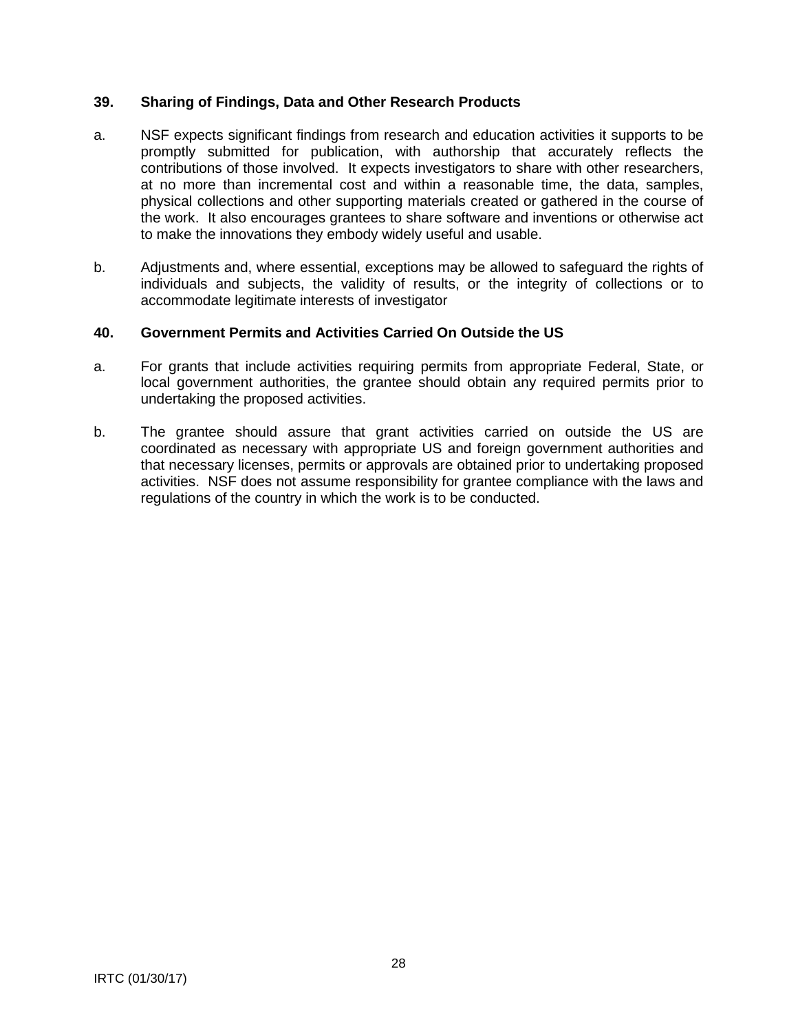## 39. Sharing of Findings, Data and Other Research Products

a. NSF expects significant findings from research and education activities it supports to be promptly submitted for publication, with authorship that accurately reflects the contributions of those involved. It expects investigators to share with other researchers, at no more than incremental cost and within a reasonable time, the data, samples, physical collections and other supporting materials created or gathered in the course of the work. It also encourages grantees to share software and inventions or otherwise act to make the innovations they embody widely useful and usable.

b. Adjustments and, where essential, exceptions may be allowed to safeguard the rights of individuals and subjects, the validity of results, or the integrity of collections or to accommodate legitimate interests of investigator

## 40. Government Permits and Activities Carried On Outside the US

a. For grants that include activities requiring permits from appropriate Federal, State, or local government authorities, the grantee should obtain any required permits prior to undertaking the proposed activities.

b. The grantee should assure that grant activities carried on outside the US are coordinated as necessary with appropriate US and foreign government authorities and that necessary licenses, permits or approvals are obtained prior to undertaking proposed activities. NSF does not assume responsibility for grantee compliance with the laws and regulations of the country in which the work is to be conducted.